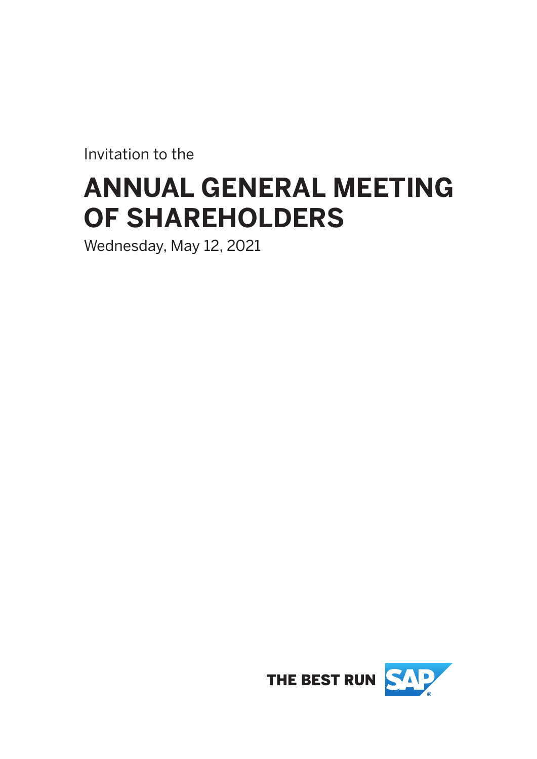Invitation to the

# ANNUAL GENERAL MEETING OF SHAREHOLDERS

Wednesday, May 12, 2021

THE BEST RUN SAP®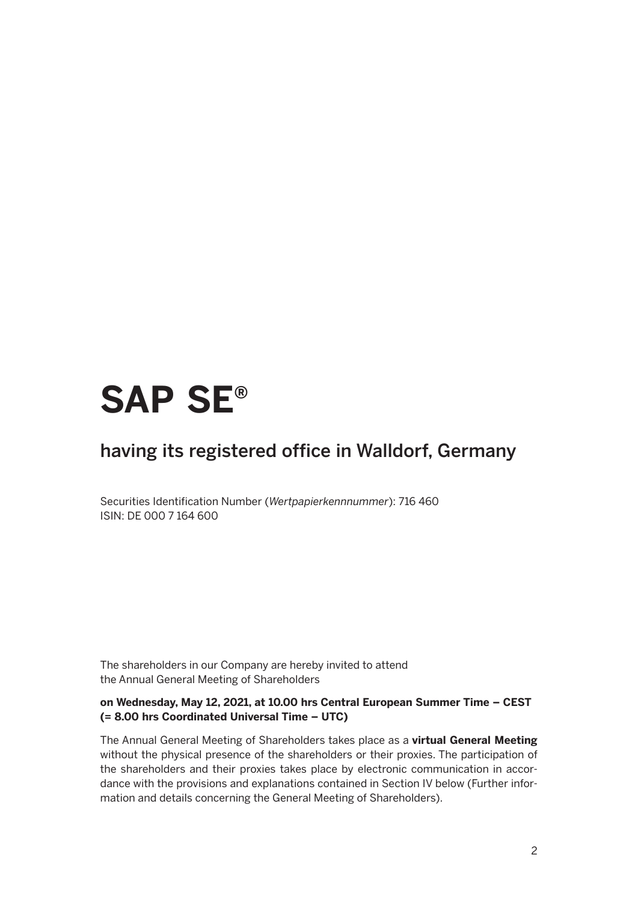# SAP SE®

## having its registered office in Walldorf, Germany

Securities Identification Number (*Wertpapierkennnummer*): 716 460
ISIN: DE 000 7 164 600

The shareholders in our Company are hereby invited to attend the Annual General Meeting of Shareholders

**on Wednesday, May 12, 2021, at 10.00 hrs Central European Summer Time – CEST (= 8.00 hrs Coordinated Universal Time – UTC)**

The Annual General Meeting of Shareholders takes place as a **virtual General Meeting** without the physical presence of the shareholders or their proxies. The participation of the shareholders and their proxies takes place by electronic communication in accordance with the provisions and explanations contained in Section IV below (Further information and details concerning the General Meeting of Shareholders).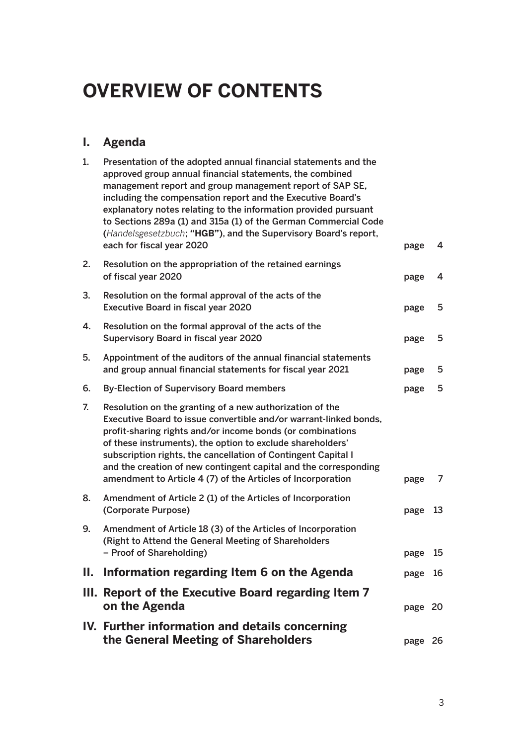# OVERVIEW OF CONTENTS

## I. Agenda

| | | | |
|---|---|---|---|
| 1. | Presentation of the adopted annual financial statements and the approved group annual financial statements, the combined management report and group management report of SAP SE, including the compensation report and the Executive Board's explanatory notes relating to the information provided pursuant to Sections 289a (1) and 315a (1) of the German Commercial Code (*Handelsgesetzbuch*; **"HGB"**), and the Supervisory Board's report, each for fiscal year 2020 | page | 4 |
| 2. | Resolution on the appropriation of the retained earnings of fiscal year 2020 | page | 4 |
| 3. | Resolution on the formal approval of the acts of the Executive Board in fiscal year 2020 | page | 5 |
| 4. | Resolution on the formal approval of the acts of the Supervisory Board in fiscal year 2020 | page | 5 |
| 5. | Appointment of the auditors of the annual financial statements and group annual financial statements for fiscal year 2021 | page | 5 |
| 6. | By-Election of Supervisory Board members | page | 5 |
| 7. | Resolution on the granting of a new authorization of the Executive Board to issue convertible and/or warrant-linked bonds, profit-sharing rights and/or income bonds (or combinations of these instruments), the option to exclude shareholders' subscription rights, the cancellation of Contingent Capital I and the creation of new contingent capital and the corresponding amendment to Article 4 (7) of the Articles of Incorporation | page | 7 |
| 8. | Amendment of Article 2 (1) of the Articles of Incorporation (Corporate Purpose) | page | 13 |
| 9. | Amendment of Article 18 (3) of the Articles of Incorporation (Right to Attend the General Meeting of Shareholders – Proof of Shareholding) | page | 15 |

## II. Information regarding Item 6 on the Agenda — page 16

## III. Report of the Executive Board regarding Item 7 on the Agenda — page 20

## IV. Further information and details concerning the General Meeting of Shareholders — page 26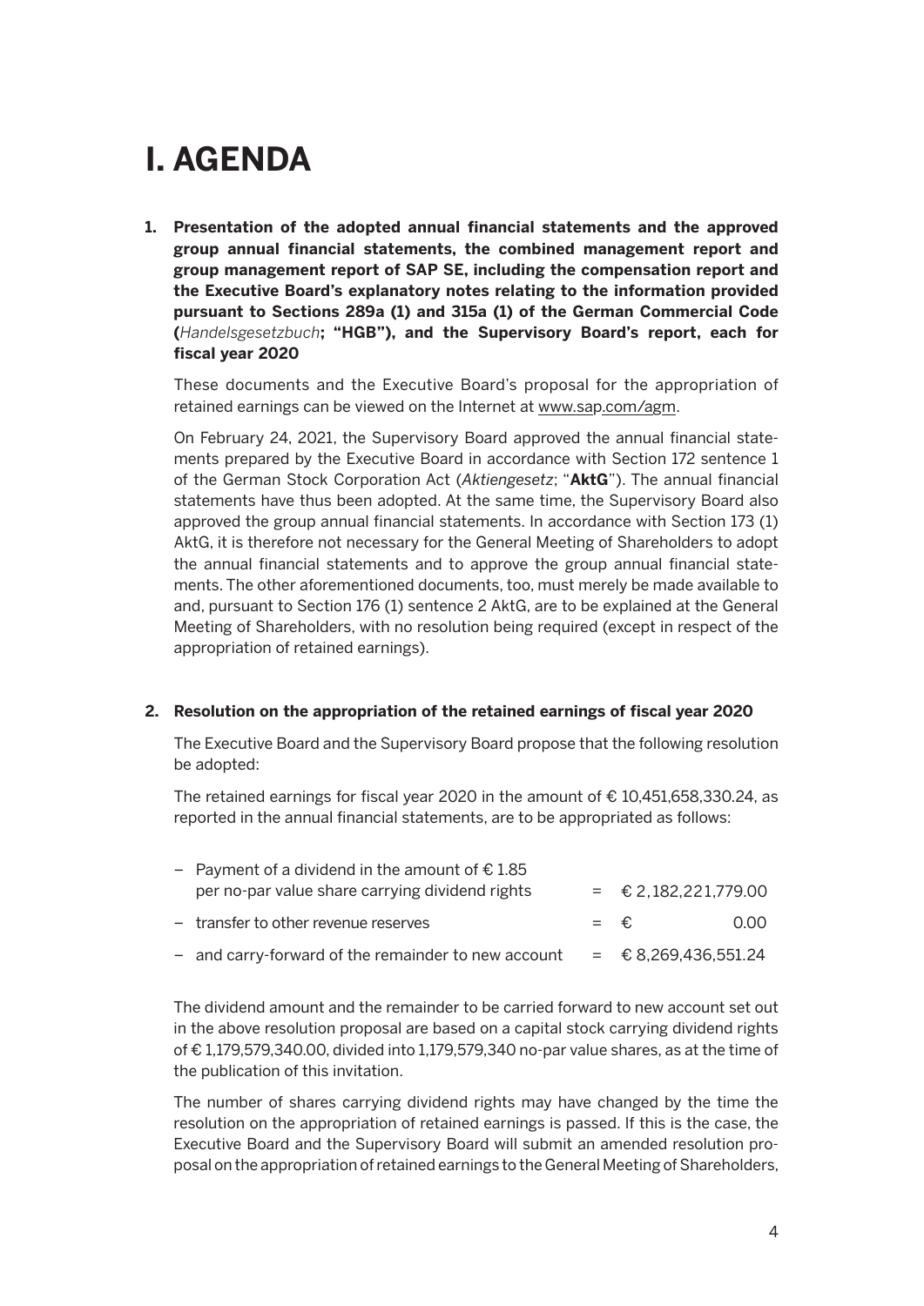# I. AGENDA

**1. Presentation of the adopted annual financial statements and the approved group annual financial statements, the combined management report and group management report of SAP SE, including the compensation report and the Executive Board's explanatory notes relating to the information provided pursuant to Sections 289a (1) and 315a (1) of the German Commercial Code (*Handelsgesetzbuch*; "HGB"), and the Supervisory Board's report, each for fiscal year 2020**

These documents and the Executive Board's proposal for the appropriation of retained earnings can be viewed on the Internet at www.sap.com/agm.

On February 24, 2021, the Supervisory Board approved the annual financial statements prepared by the Executive Board in accordance with Section 172 sentence 1 of the German Stock Corporation Act (*Aktiengesetz*; "**AktG**"). The annual financial statements have thus been adopted. At the same time, the Supervisory Board also approved the group annual financial statements. In accordance with Section 173 (1) AktG, it is therefore not necessary for the General Meeting of Shareholders to adopt the annual financial statements and to approve the group annual financial statements. The other aforementioned documents, too, must merely be made available to and, pursuant to Section 176 (1) sentence 2 AktG, are to be explained at the General Meeting of Shareholders, with no resolution being required (except in respect of the appropriation of retained earnings).

**2. Resolution on the appropriation of the retained earnings of fiscal year 2020**

The Executive Board and the Supervisory Board propose that the following resolution be adopted:

The retained earnings for fiscal year 2020 in the amount of € 10,451,658,330.24, as reported in the annual financial statements, are to be appropriated as follows:

| | | |
|---|---|---|
| – Payment of a dividend in the amount of € 1.85 per no-par value share carrying dividend rights | = | € 2,182,221,779.00 |
| – transfer to other revenue reserves | = | € 0.00 |
| – and carry-forward of the remainder to new account | = | € 8,269,436,551.24 |

The dividend amount and the remainder to be carried forward to new account set out in the above resolution proposal are based on a capital stock carrying dividend rights of € 1,179,579,340.00, divided into 1,179,579,340 no-par value shares, as at the time of the publication of this invitation.

The number of shares carrying dividend rights may have changed by the time the resolution on the appropriation of retained earnings is passed. If this is the case, the Executive Board and the Supervisory Board will submit an amended resolution proposal on the appropriation of retained earnings to the General Meeting of Shareholders,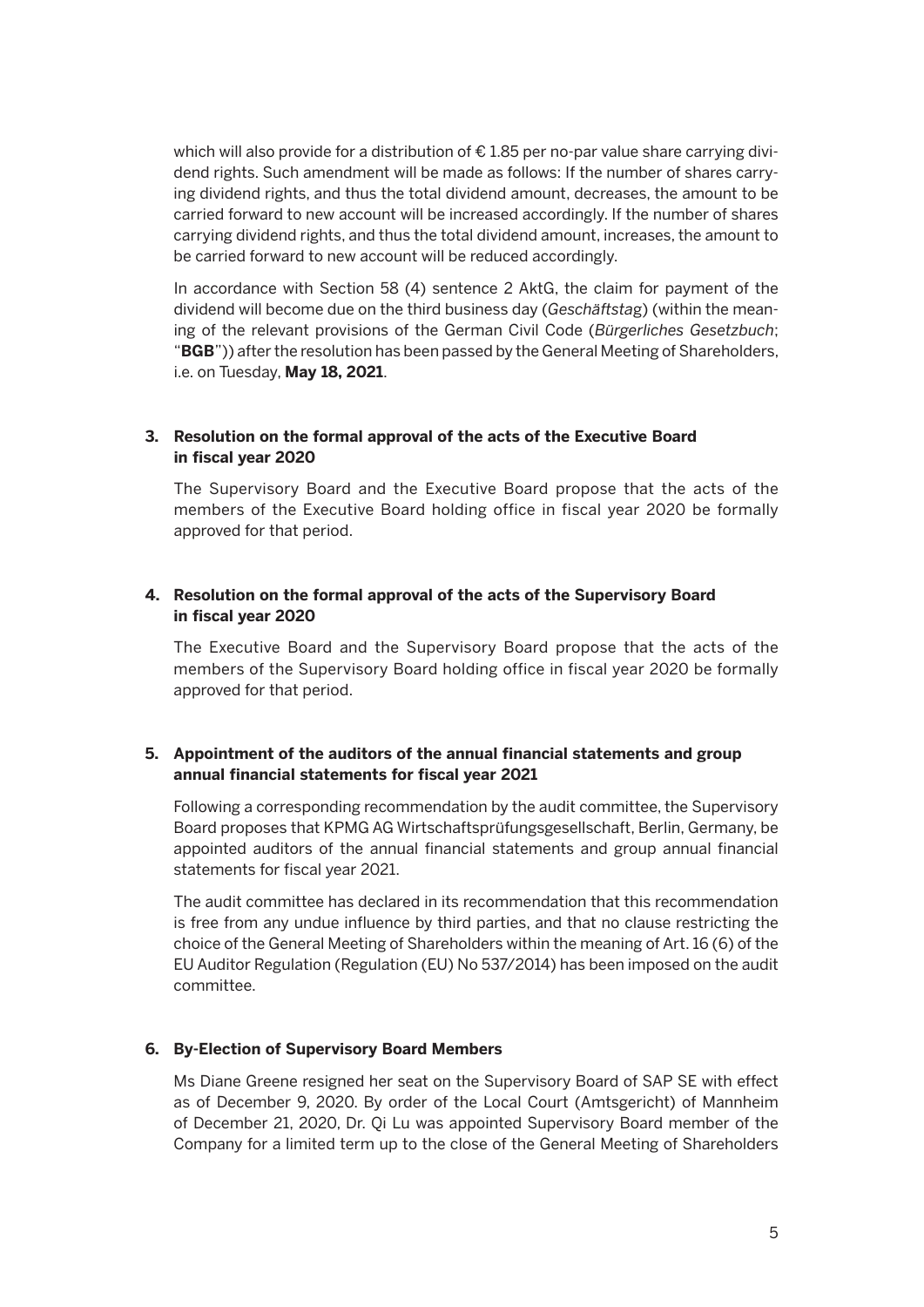which will also provide for a distribution of € 1.85 per no-par value share carrying dividend rights. Such amendment will be made as follows: If the number of shares carrying dividend rights, and thus the total dividend amount, decreases, the amount to be carried forward to new account will be increased accordingly. If the number of shares carrying dividend rights, and thus the total dividend amount, increases, the amount to be carried forward to new account will be reduced accordingly.

In accordance with Section 58 (4) sentence 2 AktG, the claim for payment of the dividend will become due on the third business day (*Geschäftstag*) (within the meaning of the relevant provisions of the German Civil Code (*Bürgerliches Gesetzbuch*; "**BGB**")) after the resolution has been passed by the General Meeting of Shareholders, i.e. on Tuesday, **May 18, 2021**.

### 3. Resolution on the formal approval of the acts of the Executive Board in fiscal year 2020

The Supervisory Board and the Executive Board propose that the acts of the members of the Executive Board holding office in fiscal year 2020 be formally approved for that period.

### 4. Resolution on the formal approval of the acts of the Supervisory Board in fiscal year 2020

The Executive Board and the Supervisory Board propose that the acts of the members of the Supervisory Board holding office in fiscal year 2020 be formally approved for that period.

### 5. Appointment of the auditors of the annual financial statements and group annual financial statements for fiscal year 2021

Following a corresponding recommendation by the audit committee, the Supervisory Board proposes that KPMG AG Wirtschaftsprüfungsgesellschaft, Berlin, Germany, be appointed auditors of the annual financial statements and group annual financial statements for fiscal year 2021.

The audit committee has declared in its recommendation that this recommendation is free from any undue influence by third parties, and that no clause restricting the choice of the General Meeting of Shareholders within the meaning of Art. 16 (6) of the EU Auditor Regulation (Regulation (EU) No 537/2014) has been imposed on the audit committee.

### 6. By-Election of Supervisory Board Members

Ms Diane Greene resigned her seat on the Supervisory Board of SAP SE with effect as of December 9, 2020. By order of the Local Court (Amtsgericht) of Mannheim of December 21, 2020, Dr. Qi Lu was appointed Supervisory Board member of the Company for a limited term up to the close of the General Meeting of Shareholders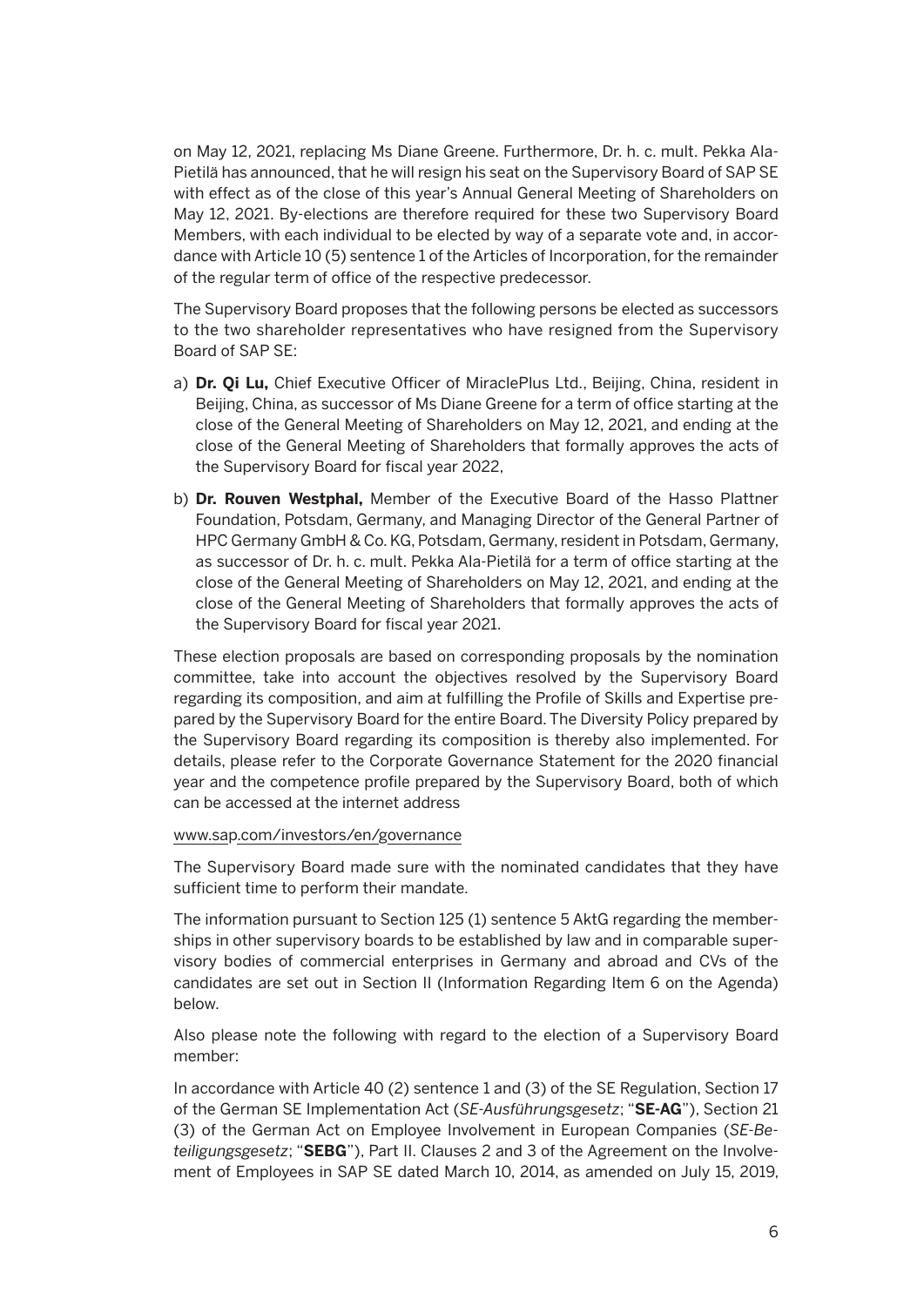on May 12, 2021, replacing Ms Diane Greene. Furthermore, Dr. h. c. mult. Pekka Ala-Pietilä has announced, that he will resign his seat on the Supervisory Board of SAP SE with effect as of the close of this year's Annual General Meeting of Shareholders on May 12, 2021. By-elections are therefore required for these two Supervisory Board Members, with each individual to be elected by way of a separate vote and, in accordance with Article 10 (5) sentence 1 of the Articles of Incorporation, for the remainder of the regular term of office of the respective predecessor.

The Supervisory Board proposes that the following persons be elected as successors to the two shareholder representatives who have resigned from the Supervisory Board of SAP SE:

a) **Dr. Qi Lu,** Chief Executive Officer of MiraclePlus Ltd., Beijing, China, resident in Beijing, China, as successor of Ms Diane Greene for a term of office starting at the close of the General Meeting of Shareholders on May 12, 2021, and ending at the close of the General Meeting of Shareholders that formally approves the acts of the Supervisory Board for fiscal year 2022,

b) **Dr. Rouven Westphal,** Member of the Executive Board of the Hasso Plattner Foundation, Potsdam, Germany, and Managing Director of the General Partner of HPC Germany GmbH & Co. KG, Potsdam, Germany, resident in Potsdam, Germany, as successor of Dr. h. c. mult. Pekka Ala-Pietilä for a term of office starting at the close of the General Meeting of Shareholders on May 12, 2021, and ending at the close of the General Meeting of Shareholders that formally approves the acts of the Supervisory Board for fiscal year 2021.

These election proposals are based on corresponding proposals by the nomination committee, take into account the objectives resolved by the Supervisory Board regarding its composition, and aim at fulfilling the Profile of Skills and Expertise prepared by the Supervisory Board for the entire Board. The Diversity Policy prepared by the Supervisory Board regarding its composition is thereby also implemented. For details, please refer to the Corporate Governance Statement for the 2020 financial year and the competence profile prepared by the Supervisory Board, both of which can be accessed at the internet address

www.sap.com/investors/en/governance

The Supervisory Board made sure with the nominated candidates that they have sufficient time to perform their mandate.

The information pursuant to Section 125 (1) sentence 5 AktG regarding the memberships in other supervisory boards to be established by law and in comparable supervisory bodies of commercial enterprises in Germany and abroad and CVs of the candidates are set out in Section II (Information Regarding Item 6 on the Agenda) below.

Also please note the following with regard to the election of a Supervisory Board member:

In accordance with Article 40 (2) sentence 1 and (3) of the SE Regulation, Section 17 of the German SE Implementation Act (*SE-Ausführungsgesetz*; "**SE-AG**"), Section 21 (3) of the German Act on Employee Involvement in European Companies (*SE-Beteiligungsgesetz*; "**SEBG**"), Part II. Clauses 2 and 3 of the Agreement on the Involvement of Employees in SAP SE dated March 10, 2014, as amended on July 15, 2019,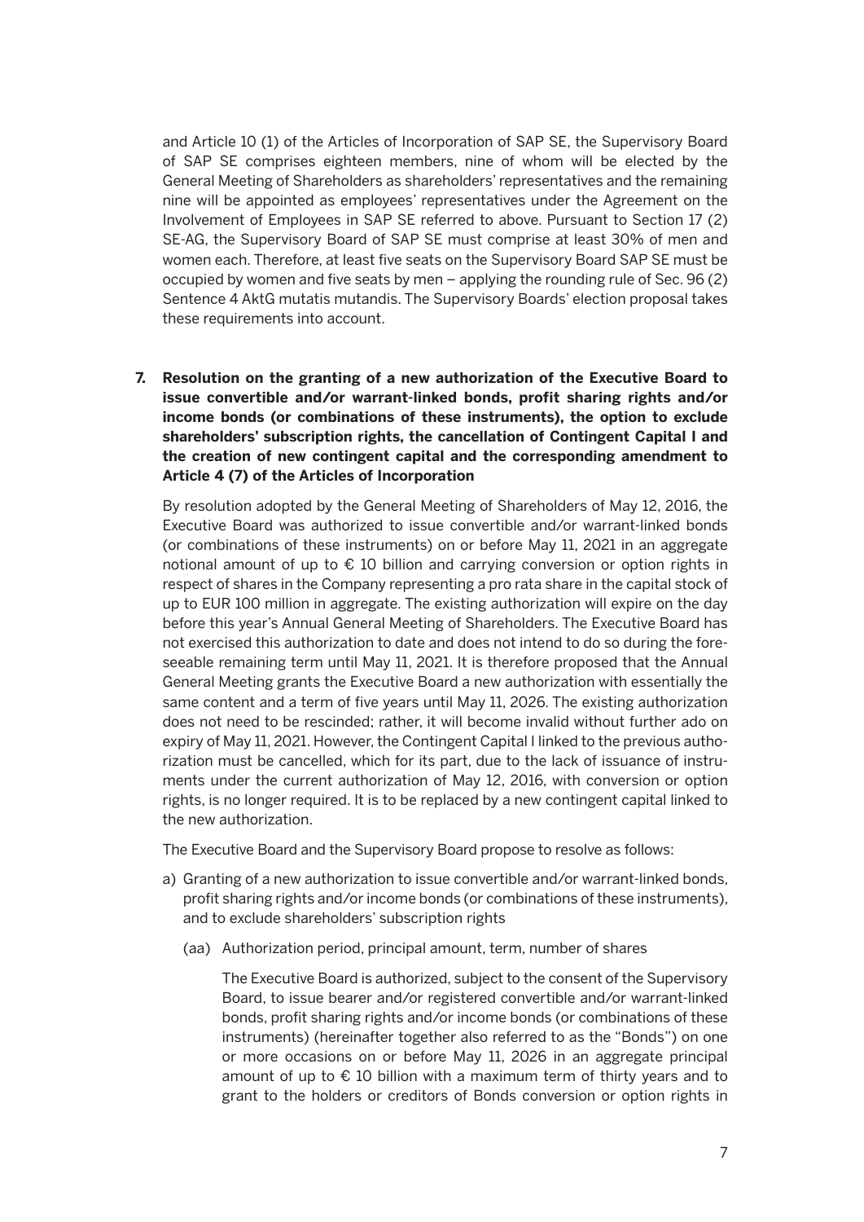and Article 10 (1) of the Articles of Incorporation of SAP SE, the Supervisory Board of SAP SE comprises eighteen members, nine of whom will be elected by the General Meeting of Shareholders as shareholders' representatives and the remaining nine will be appointed as employees' representatives under the Agreement on the Involvement of Employees in SAP SE referred to above. Pursuant to Section 17 (2) SE-AG, the Supervisory Board of SAP SE must comprise at least 30% of men and women each. Therefore, at least five seats on the Supervisory Board SAP SE must be occupied by women and five seats by men – applying the rounding rule of Sec. 96 (2) Sentence 4 AktG mutatis mutandis. The Supervisory Boards' election proposal takes these requirements into account.

**7. Resolution on the granting of a new authorization of the Executive Board to issue convertible and/or warrant-linked bonds, profit sharing rights and/or income bonds (or combinations of these instruments), the option to exclude shareholders' subscription rights, the cancellation of Contingent Capital I and the creation of new contingent capital and the corresponding amendment to Article 4 (7) of the Articles of Incorporation**

By resolution adopted by the General Meeting of Shareholders of May 12, 2016, the Executive Board was authorized to issue convertible and/or warrant-linked bonds (or combinations of these instruments) on or before May 11, 2021 in an aggregate notional amount of up to € 10 billion and carrying conversion or option rights in respect of shares in the Company representing a pro rata share in the capital stock of up to EUR 100 million in aggregate. The existing authorization will expire on the day before this year's Annual General Meeting of Shareholders. The Executive Board has not exercised this authorization to date and does not intend to do so during the foreseeable remaining term until May 11, 2021. It is therefore proposed that the Annual General Meeting grants the Executive Board a new authorization with essentially the same content and a term of five years until May 11, 2026. The existing authorization does not need to be rescinded; rather, it will become invalid without further ado on expiry of May 11, 2021. However, the Contingent Capital I linked to the previous authorization must be cancelled, which for its part, due to the lack of issuance of instruments under the current authorization of May 12, 2016, with conversion or option rights, is no longer required. It is to be replaced by a new contingent capital linked to the new authorization.

The Executive Board and the Supervisory Board propose to resolve as follows:

a) Granting of a new authorization to issue convertible and/or warrant-linked bonds, profit sharing rights and/or income bonds (or combinations of these instruments), and to exclude shareholders' subscription rights

(aa) Authorization period, principal amount, term, number of shares

The Executive Board is authorized, subject to the consent of the Supervisory Board, to issue bearer and/or registered convertible and/or warrant-linked bonds, profit sharing rights and/or income bonds (or combinations of these instruments) (hereinafter together also referred to as the "Bonds") on one or more occasions on or before May 11, 2026 in an aggregate principal amount of up to € 10 billion with a maximum term of thirty years and to grant to the holders or creditors of Bonds conversion or option rights in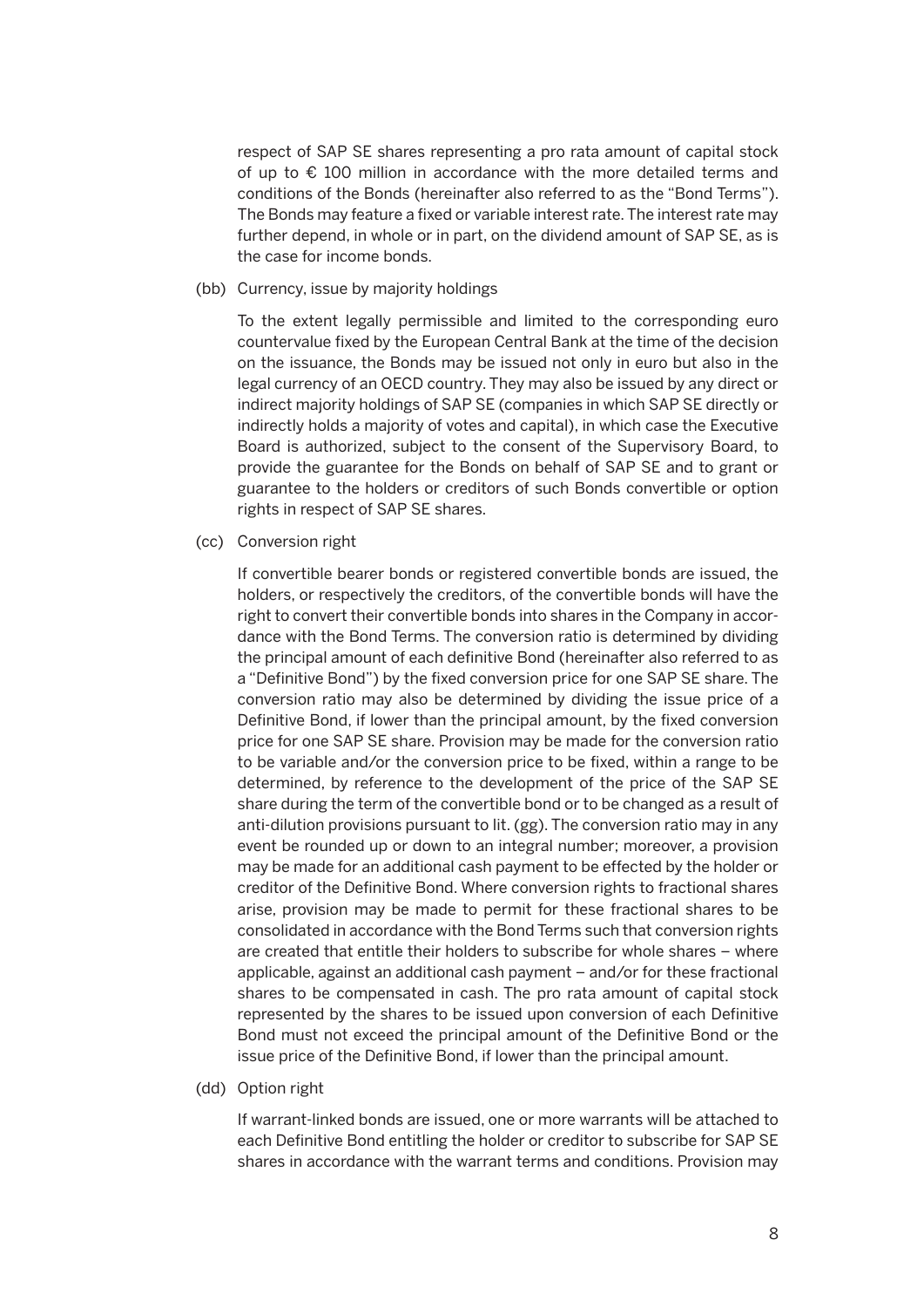respect of SAP SE shares representing a pro rata amount of capital stock of up to € 100 million in accordance with the more detailed terms and conditions of the Bonds (hereinafter also referred to as the "Bond Terms"). The Bonds may feature a fixed or variable interest rate. The interest rate may further depend, in whole or in part, on the dividend amount of SAP SE, as is the case for income bonds.

(bb) Currency, issue by majority holdings

To the extent legally permissible and limited to the corresponding euro countervalue fixed by the European Central Bank at the time of the decision on the issuance, the Bonds may be issued not only in euro but also in the legal currency of an OECD country. They may also be issued by any direct or indirect majority holdings of SAP SE (companies in which SAP SE directly or indirectly holds a majority of votes and capital), in which case the Executive Board is authorized, subject to the consent of the Supervisory Board, to provide the guarantee for the Bonds on behalf of SAP SE and to grant or guarantee to the holders or creditors of such Bonds convertible or option rights in respect of SAP SE shares.

(cc) Conversion right

If convertible bearer bonds or registered convertible bonds are issued, the holders, or respectively the creditors, of the convertible bonds will have the right to convert their convertible bonds into shares in the Company in accordance with the Bond Terms. The conversion ratio is determined by dividing the principal amount of each definitive Bond (hereinafter also referred to as a "Definitive Bond") by the fixed conversion price for one SAP SE share. The conversion ratio may also be determined by dividing the issue price of a Definitive Bond, if lower than the principal amount, by the fixed conversion price for one SAP SE share. Provision may be made for the conversion ratio to be variable and/or the conversion price to be fixed, within a range to be determined, by reference to the development of the price of the SAP SE share during the term of the convertible bond or to be changed as a result of anti-dilution provisions pursuant to lit. (gg). The conversion ratio may in any event be rounded up or down to an integral number; moreover, a provision may be made for an additional cash payment to be effected by the holder or creditor of the Definitive Bond. Where conversion rights to fractional shares arise, provision may be made to permit for these fractional shares to be consolidated in accordance with the Bond Terms such that conversion rights are created that entitle their holders to subscribe for whole shares – where applicable, against an additional cash payment – and/or for these fractional shares to be compensated in cash. The pro rata amount of capital stock represented by the shares to be issued upon conversion of each Definitive Bond must not exceed the principal amount of the Definitive Bond or the issue price of the Definitive Bond, if lower than the principal amount.

(dd) Option right

If warrant-linked bonds are issued, one or more warrants will be attached to each Definitive Bond entitling the holder or creditor to subscribe for SAP SE shares in accordance with the warrant terms and conditions. Provision may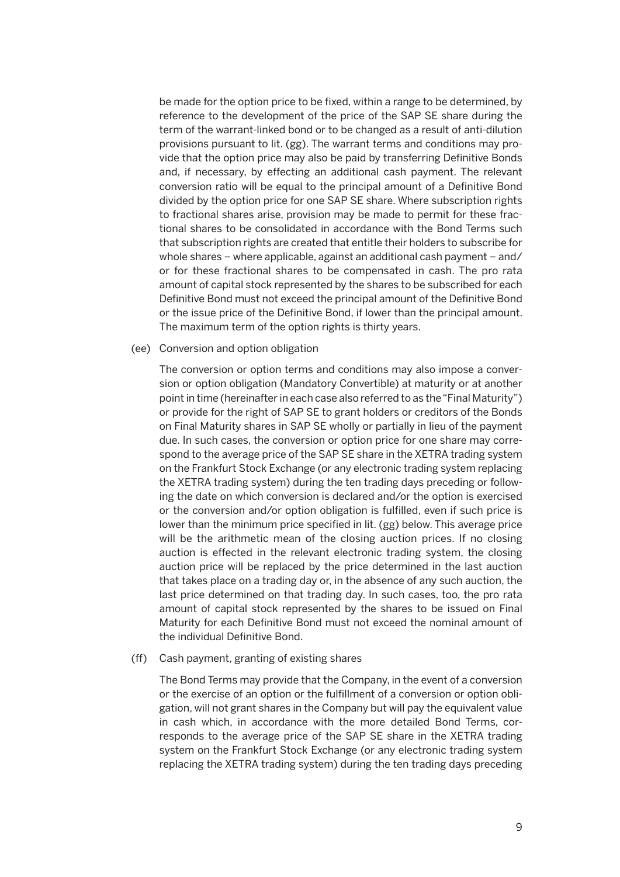be made for the option price to be fixed, within a range to be determined, by reference to the development of the price of the SAP SE share during the term of the warrant-linked bond or to be changed as a result of anti-dilution provisions pursuant to lit. (gg). The warrant terms and conditions may provide that the option price may also be paid by transferring Definitive Bonds and, if necessary, by effecting an additional cash payment. The relevant conversion ratio will be equal to the principal amount of a Definitive Bond divided by the option price for one SAP SE share. Where subscription rights to fractional shares arise, provision may be made to permit for these fractional shares to be consolidated in accordance with the Bond Terms such that subscription rights are created that entitle their holders to subscribe for whole shares – where applicable, against an additional cash payment – and/or for these fractional shares to be compensated in cash. The pro rata amount of capital stock represented by the shares to be subscribed for each Definitive Bond must not exceed the principal amount of the Definitive Bond or the issue price of the Definitive Bond, if lower than the principal amount. The maximum term of the option rights is thirty years.

(ee) Conversion and option obligation

The conversion or option terms and conditions may also impose a conversion or option obligation (Mandatory Convertible) at maturity or at another point in time (hereinafter in each case also referred to as the "Final Maturity") or provide for the right of SAP SE to grant holders or creditors of the Bonds on Final Maturity shares in SAP SE wholly or partially in lieu of the payment due. In such cases, the conversion or option price for one share may correspond to the average price of the SAP SE share in the XETRA trading system on the Frankfurt Stock Exchange (or any electronic trading system replacing the XETRA trading system) during the ten trading days preceding or following the date on which conversion is declared and/or the option is exercised or the conversion and/or option obligation is fulfilled, even if such price is lower than the minimum price specified in lit. (gg) below. This average price will be the arithmetic mean of the closing auction prices. If no closing auction is effected in the relevant electronic trading system, the closing auction price will be replaced by the price determined in the last auction that takes place on a trading day or, in the absence of any such auction, the last price determined on that trading day. In such cases, too, the pro rata amount of capital stock represented by the shares to be issued on Final Maturity for each Definitive Bond must not exceed the nominal amount of the individual Definitive Bond.

(ff) Cash payment, granting of existing shares

The Bond Terms may provide that the Company, in the event of a conversion or the exercise of an option or the fulfillment of a conversion or option obligation, will not grant shares in the Company but will pay the equivalent value in cash which, in accordance with the more detailed Bond Terms, corresponds to the average price of the SAP SE share in the XETRA trading system on the Frankfurt Stock Exchange (or any electronic trading system replacing the XETRA trading system) during the ten trading days preceding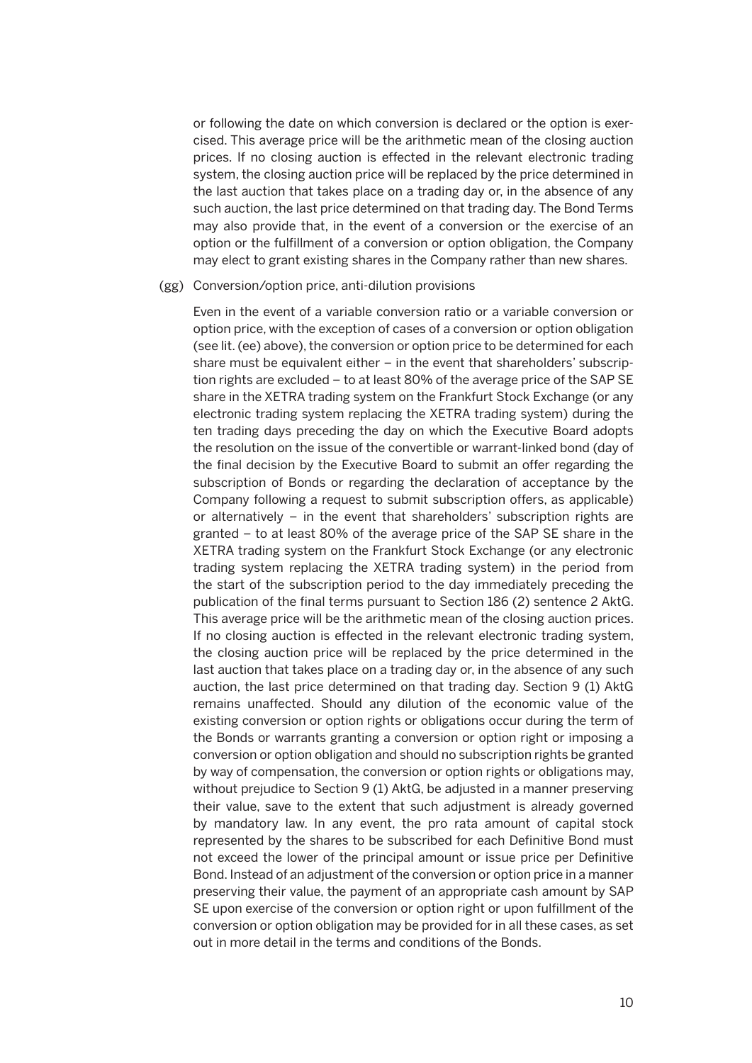or following the date on which conversion is declared or the option is exercised. This average price will be the arithmetic mean of the closing auction prices. If no closing auction is effected in the relevant electronic trading system, the closing auction price will be replaced by the price determined in the last auction that takes place on a trading day or, in the absence of any such auction, the last price determined on that trading day. The Bond Terms may also provide that, in the event of a conversion or the exercise of an option or the fulfillment of a conversion or option obligation, the Company may elect to grant existing shares in the Company rather than new shares.

(gg) Conversion/option price, anti-dilution provisions

Even in the event of a variable conversion ratio or a variable conversion or option price, with the exception of cases of a conversion or option obligation (see lit. (ee) above), the conversion or option price to be determined for each share must be equivalent either – in the event that shareholders' subscription rights are excluded – to at least 80% of the average price of the SAP SE share in the XETRA trading system on the Frankfurt Stock Exchange (or any electronic trading system replacing the XETRA trading system) during the ten trading days preceding the day on which the Executive Board adopts the resolution on the issue of the convertible or warrant-linked bond (day of the final decision by the Executive Board to submit an offer regarding the subscription of Bonds or regarding the declaration of acceptance by the Company following a request to submit subscription offers, as applicable) or alternatively – in the event that shareholders' subscription rights are granted – to at least 80% of the average price of the SAP SE share in the XETRA trading system on the Frankfurt Stock Exchange (or any electronic trading system replacing the XETRA trading system) in the period from the start of the subscription period to the day immediately preceding the publication of the final terms pursuant to Section 186 (2) sentence 2 AktG. This average price will be the arithmetic mean of the closing auction prices. If no closing auction is effected in the relevant electronic trading system, the closing auction price will be replaced by the price determined in the last auction that takes place on a trading day or, in the absence of any such auction, the last price determined on that trading day. Section 9 (1) AktG remains unaffected. Should any dilution of the economic value of the existing conversion or option rights or obligations occur during the term of the Bonds or warrants granting a conversion or option right or imposing a conversion or option obligation and should no subscription rights be granted by way of compensation, the conversion or option rights or obligations may, without prejudice to Section 9 (1) AktG, be adjusted in a manner preserving their value, save to the extent that such adjustment is already governed by mandatory law. In any event, the pro rata amount of capital stock represented by the shares to be subscribed for each Definitive Bond must not exceed the lower of the principal amount or issue price per Definitive Bond. Instead of an adjustment of the conversion or option price in a manner preserving their value, the payment of an appropriate cash amount by SAP SE upon exercise of the conversion or option right or upon fulfillment of the conversion or option obligation may be provided for in all these cases, as set out in more detail in the terms and conditions of the Bonds.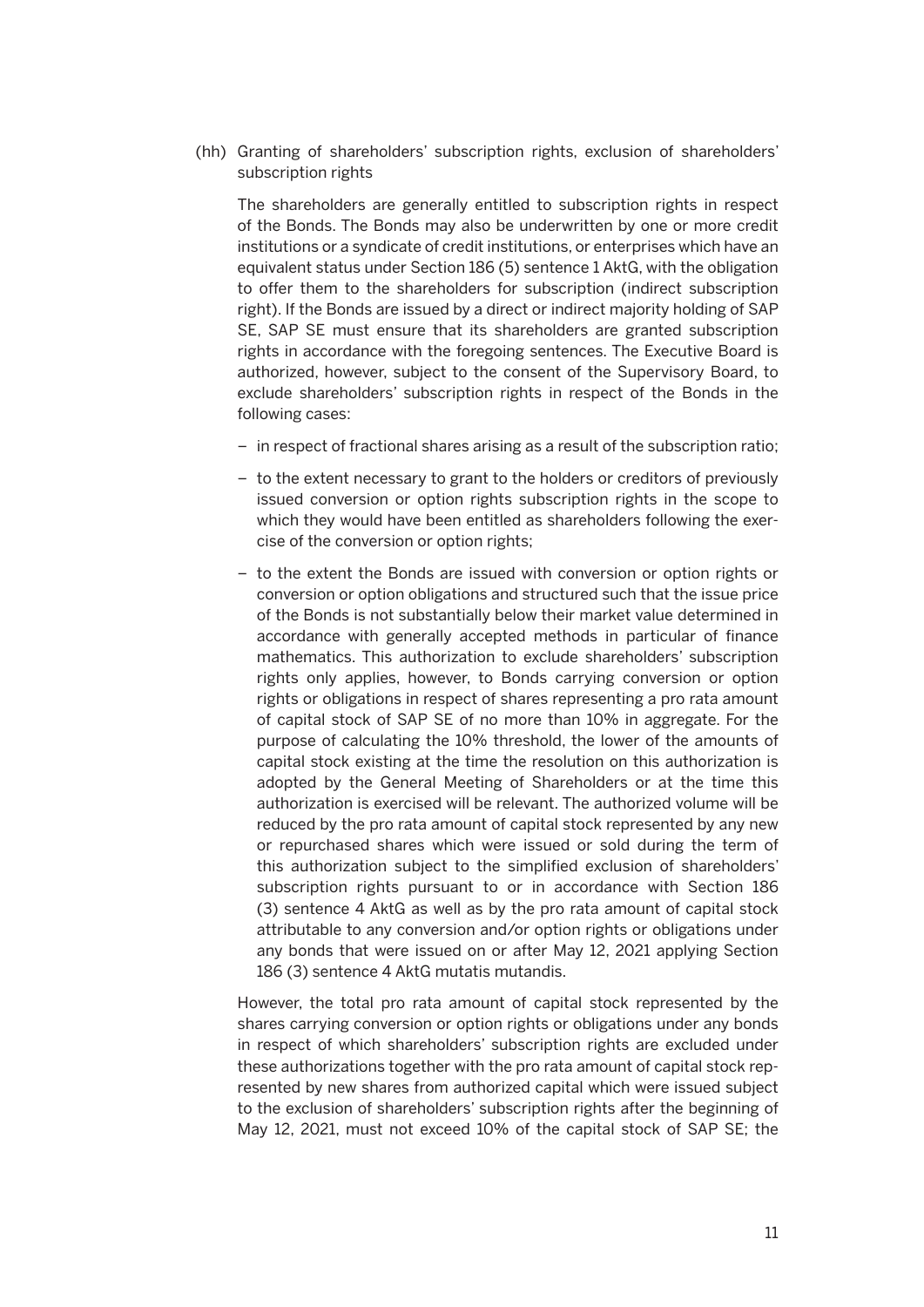(hh) Granting of shareholders' subscription rights, exclusion of shareholders' subscription rights

The shareholders are generally entitled to subscription rights in respect of the Bonds. The Bonds may also be underwritten by one or more credit institutions or a syndicate of credit institutions, or enterprises which have an equivalent status under Section 186 (5) sentence 1 AktG, with the obligation to offer them to the shareholders for subscription (indirect subscription right). If the Bonds are issued by a direct or indirect majority holding of SAP SE, SAP SE must ensure that its shareholders are granted subscription rights in accordance with the foregoing sentences. The Executive Board is authorized, however, subject to the consent of the Supervisory Board, to exclude shareholders' subscription rights in respect of the Bonds in the following cases:

- in respect of fractional shares arising as a result of the subscription ratio;
- to the extent necessary to grant to the holders or creditors of previously issued conversion or option rights subscription rights in the scope to which they would have been entitled as shareholders following the exercise of the conversion or option rights;
- to the extent the Bonds are issued with conversion or option rights or conversion or option obligations and structured such that the issue price of the Bonds is not substantially below their market value determined in accordance with generally accepted methods in particular of finance mathematics. This authorization to exclude shareholders' subscription rights only applies, however, to Bonds carrying conversion or option rights or obligations in respect of shares representing a pro rata amount of capital stock of SAP SE of no more than 10% in aggregate. For the purpose of calculating the 10% threshold, the lower of the amounts of capital stock existing at the time the resolution on this authorization is adopted by the General Meeting of Shareholders or at the time this authorization is exercised will be relevant. The authorized volume will be reduced by the pro rata amount of capital stock represented by any new or repurchased shares which were issued or sold during the term of this authorization subject to the simplified exclusion of shareholders' subscription rights pursuant to or in accordance with Section 186 (3) sentence 4 AktG as well as by the pro rata amount of capital stock attributable to any conversion and/or option rights or obligations under any bonds that were issued on or after May 12, 2021 applying Section 186 (3) sentence 4 AktG mutatis mutandis.

However, the total pro rata amount of capital stock represented by the shares carrying conversion or option rights or obligations under any bonds in respect of which shareholders' subscription rights are excluded under these authorizations together with the pro rata amount of capital stock represented by new shares from authorized capital which were issued subject to the exclusion of shareholders' subscription rights after the beginning of May 12, 2021, must not exceed 10% of the capital stock of SAP SE; the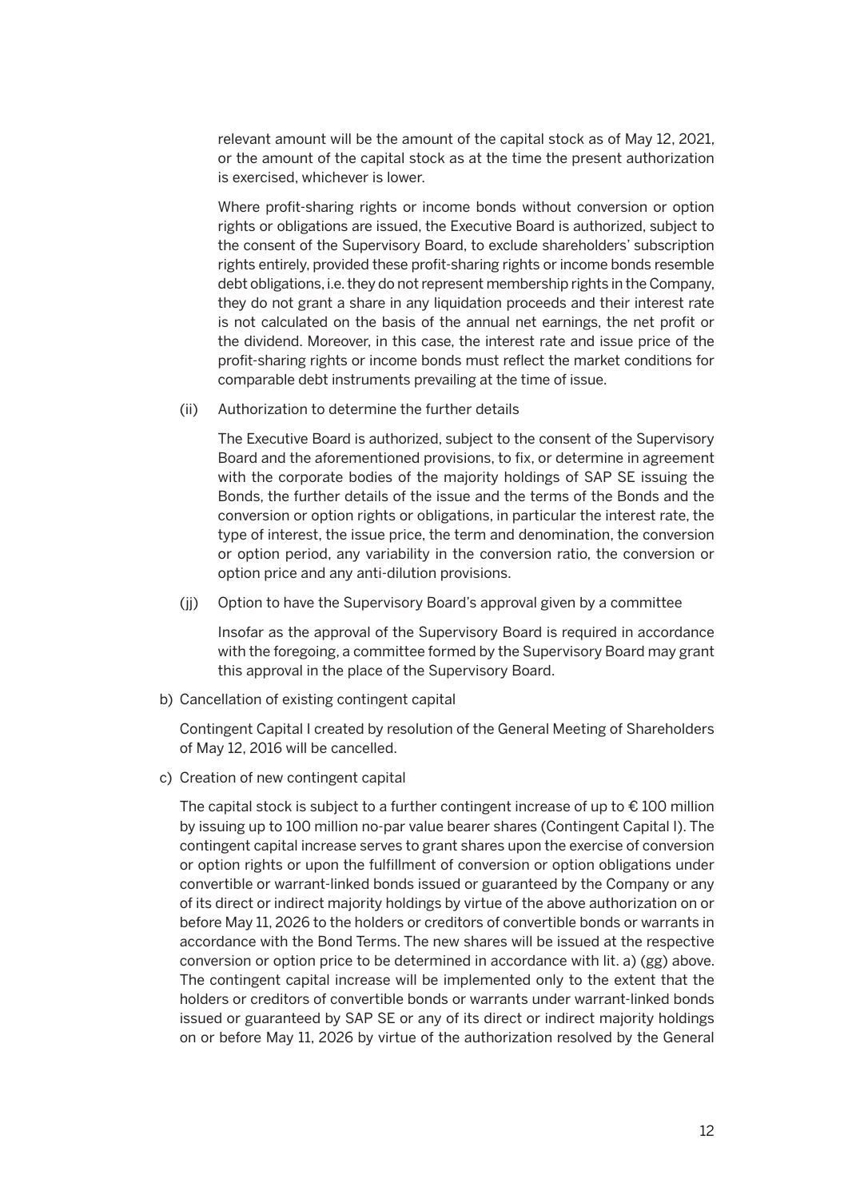relevant amount will be the amount of the capital stock as of May 12, 2021, or the amount of the capital stock as at the time the present authorization is exercised, whichever is lower.

Where profit-sharing rights or income bonds without conversion or option rights or obligations are issued, the Executive Board is authorized, subject to the consent of the Supervisory Board, to exclude shareholders' subscription rights entirely, provided these profit-sharing rights or income bonds resemble debt obligations, i.e. they do not represent membership rights in the Company, they do not grant a share in any liquidation proceeds and their interest rate is not calculated on the basis of the annual net earnings, the net profit or the dividend. Moreover, in this case, the interest rate and issue price of the profit-sharing rights or income bonds must reflect the market conditions for comparable debt instruments prevailing at the time of issue.

(ii) Authorization to determine the further details

The Executive Board is authorized, subject to the consent of the Supervisory Board and the aforementioned provisions, to fix, or determine in agreement with the corporate bodies of the majority holdings of SAP SE issuing the Bonds, the further details of the issue and the terms of the Bonds and the conversion or option rights or obligations, in particular the interest rate, the type of interest, the issue price, the term and denomination, the conversion or option period, any variability in the conversion ratio, the conversion or option price and any anti-dilution provisions.

(jj) Option to have the Supervisory Board's approval given by a committee

Insofar as the approval of the Supervisory Board is required in accordance with the foregoing, a committee formed by the Supervisory Board may grant this approval in the place of the Supervisory Board.

b) Cancellation of existing contingent capital

Contingent Capital I created by resolution of the General Meeting of Shareholders of May 12, 2016 will be cancelled.

c) Creation of new contingent capital

The capital stock is subject to a further contingent increase of up to € 100 million by issuing up to 100 million no-par value bearer shares (Contingent Capital I). The contingent capital increase serves to grant shares upon the exercise of conversion or option rights or upon the fulfillment of conversion or option obligations under convertible or warrant-linked bonds issued or guaranteed by the Company or any of its direct or indirect majority holdings by virtue of the above authorization on or before May 11, 2026 to the holders or creditors of convertible bonds or warrants in accordance with the Bond Terms. The new shares will be issued at the respective conversion or option price to be determined in accordance with lit. a) (gg) above. The contingent capital increase will be implemented only to the extent that the holders or creditors of convertible bonds or warrants under warrant-linked bonds issued or guaranteed by SAP SE or any of its direct or indirect majority holdings on or before May 11, 2026 by virtue of the authorization resolved by the General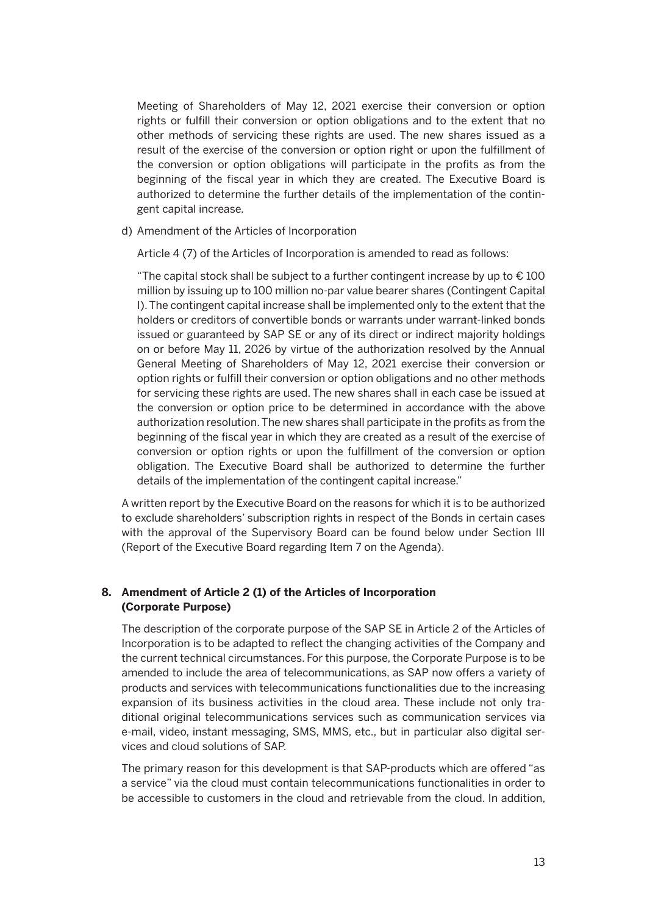Meeting of Shareholders of May 12, 2021 exercise their conversion or option rights or fulfill their conversion or option obligations and to the extent that no other methods of servicing these rights are used. The new shares issued as a result of the exercise of the conversion or option right or upon the fulfillment of the conversion or option obligations will participate in the profits as from the beginning of the fiscal year in which they are created. The Executive Board is authorized to determine the further details of the implementation of the contingent capital increase.

d) Amendment of the Articles of Incorporation

Article 4 (7) of the Articles of Incorporation is amended to read as follows:

"The capital stock shall be subject to a further contingent increase by up to € 100 million by issuing up to 100 million no-par value bearer shares (Contingent Capital I). The contingent capital increase shall be implemented only to the extent that the holders or creditors of convertible bonds or warrants under warrant-linked bonds issued or guaranteed by SAP SE or any of its direct or indirect majority holdings on or before May 11, 2026 by virtue of the authorization resolved by the Annual General Meeting of Shareholders of May 12, 2021 exercise their conversion or option rights or fulfill their conversion or option obligations and no other methods for servicing these rights are used. The new shares shall in each case be issued at the conversion or option price to be determined in accordance with the above authorization resolution. The new shares shall participate in the profits as from the beginning of the fiscal year in which they are created as a result of the exercise of conversion or option rights or upon the fulfillment of the conversion or option obligation. The Executive Board shall be authorized to determine the further details of the implementation of the contingent capital increase."

A written report by the Executive Board on the reasons for which it is to be authorized to exclude shareholders' subscription rights in respect of the Bonds in certain cases with the approval of the Supervisory Board can be found below under Section III (Report of the Executive Board regarding Item 7 on the Agenda).

## 8. Amendment of Article 2 (1) of the Articles of Incorporation (Corporate Purpose)

The description of the corporate purpose of the SAP SE in Article 2 of the Articles of Incorporation is to be adapted to reflect the changing activities of the Company and the current technical circumstances. For this purpose, the Corporate Purpose is to be amended to include the area of telecommunications, as SAP now offers a variety of products and services with telecommunications functionalities due to the increasing expansion of its business activities in the cloud area. These include not only traditional original telecommunications services such as communication services via e-mail, video, instant messaging, SMS, MMS, etc., but in particular also digital services and cloud solutions of SAP.

The primary reason for this development is that SAP-products which are offered "as a service" via the cloud must contain telecommunications functionalities in order to be accessible to customers in the cloud and retrievable from the cloud. In addition,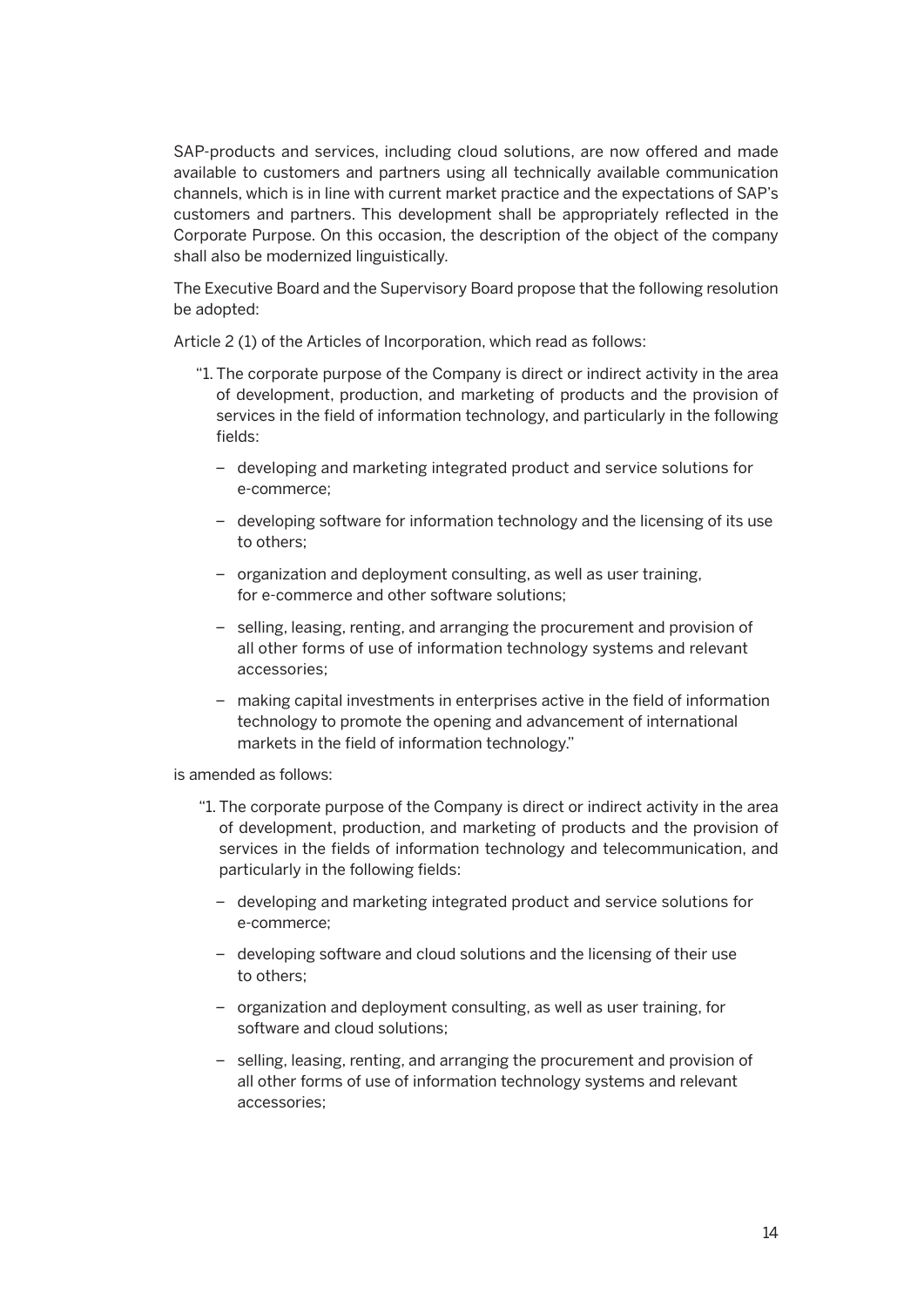SAP-products and services, including cloud solutions, are now offered and made available to customers and partners using all technically available communication channels, which is in line with current market practice and the expectations of SAP's customers and partners. This development shall be appropriately reflected in the Corporate Purpose. On this occasion, the description of the object of the company shall also be modernized linguistically.

The Executive Board and the Supervisory Board propose that the following resolution be adopted:

Article 2 (1) of the Articles of Incorporation, which read as follows:

> "1. The corporate purpose of the Company is direct or indirect activity in the area of development, production, and marketing of products and the provision of services in the field of information technology, and particularly in the following fields:
>
> – developing and marketing integrated product and service solutions for e-commerce;
>
> – developing software for information technology and the licensing of its use to others;
>
> – organization and deployment consulting, as well as user training, for e-commerce and other software solutions;
>
> – selling, leasing, renting, and arranging the procurement and provision of all other forms of use of information technology systems and relevant accessories;
>
> – making capital investments in enterprises active in the field of information technology to promote the opening and advancement of international markets in the field of information technology."

is amended as follows:

> "1. The corporate purpose of the Company is direct or indirect activity in the area of development, production, and marketing of products and the provision of services in the fields of information technology and telecommunication, and particularly in the following fields:
>
> – developing and marketing integrated product and service solutions for e-commerce;
>
> – developing software and cloud solutions and the licensing of their use to others;
>
> – organization and deployment consulting, as well as user training, for software and cloud solutions;
>
> – selling, leasing, renting, and arranging the procurement and provision of all other forms of use of information technology systems and relevant accessories;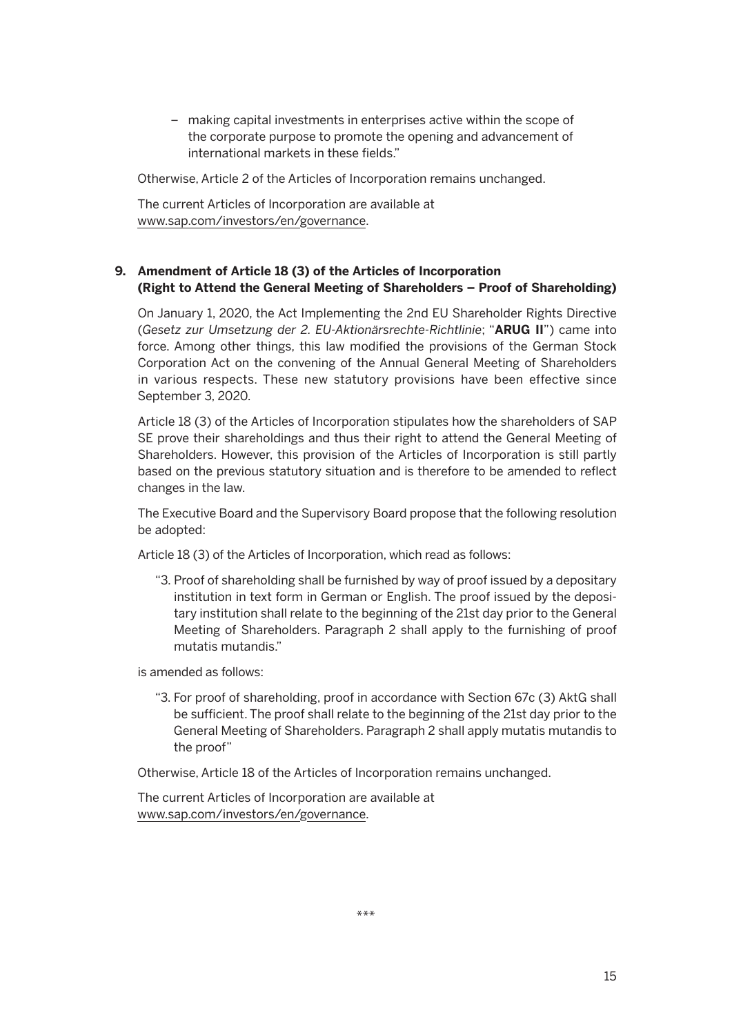– making capital investments in enterprises active within the scope of the corporate purpose to promote the opening and advancement of international markets in these fields."

Otherwise, Article 2 of the Articles of Incorporation remains unchanged.

The current Articles of Incorporation are available at www.sap.com/investors/en/governance.

**9. Amendment of Article 18 (3) of the Articles of Incorporation (Right to Attend the General Meeting of Shareholders – Proof of Shareholding)**

On January 1, 2020, the Act Implementing the 2nd EU Shareholder Rights Directive (*Gesetz zur Umsetzung der 2. EU-Aktionärsrechte-Richtlinie*; "**ARUG II**") came into force. Among other things, this law modified the provisions of the German Stock Corporation Act on the convening of the Annual General Meeting of Shareholders in various respects. These new statutory provisions have been effective since September 3, 2020.

Article 18 (3) of the Articles of Incorporation stipulates how the shareholders of SAP SE prove their shareholdings and thus their right to attend the General Meeting of Shareholders. However, this provision of the Articles of Incorporation is still partly based on the previous statutory situation and is therefore to be amended to reflect changes in the law.

The Executive Board and the Supervisory Board propose that the following resolution be adopted:

Article 18 (3) of the Articles of Incorporation, which read as follows:

> "3. Proof of shareholding shall be furnished by way of proof issued by a depositary institution in text form in German or English. The proof issued by the depositary institution shall relate to the beginning of the 21st day prior to the General Meeting of Shareholders. Paragraph 2 shall apply to the furnishing of proof mutatis mutandis."

is amended as follows:

> "3. For proof of shareholding, proof in accordance with Section 67c (3) AktG shall be sufficient. The proof shall relate to the beginning of the 21st day prior to the General Meeting of Shareholders. Paragraph 2 shall apply mutatis mutandis to the proof"

Otherwise, Article 18 of the Articles of Incorporation remains unchanged.

The current Articles of Incorporation are available at www.sap.com/investors/en/governance.

***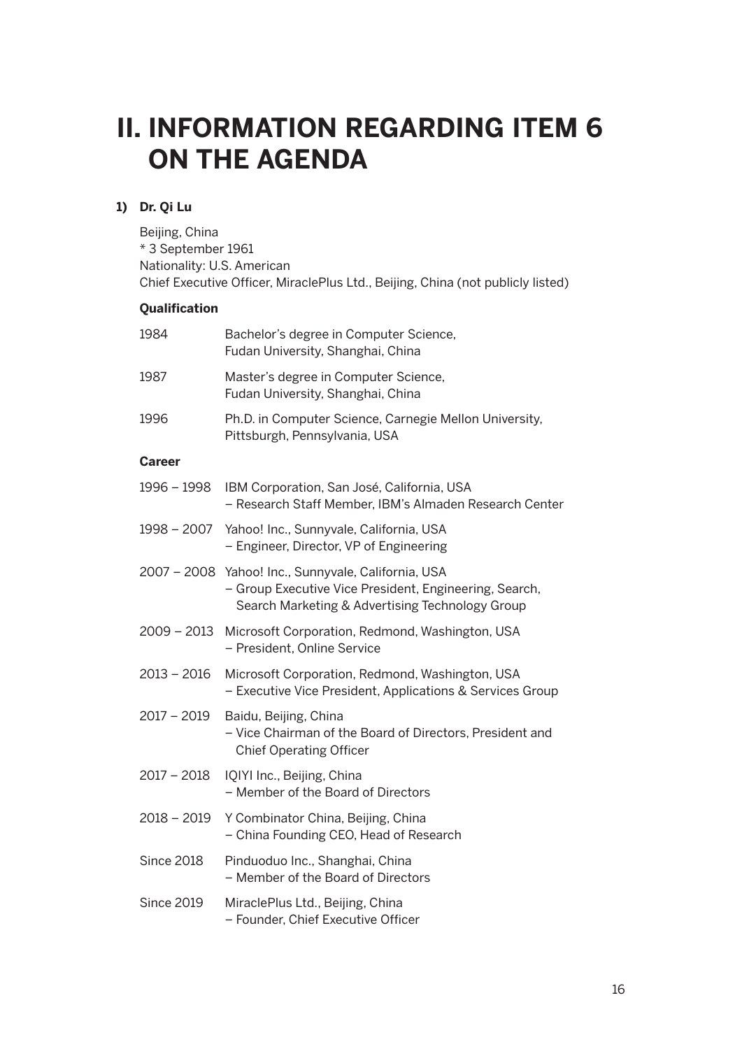# II. INFORMATION REGARDING ITEM 6 ON THE AGENDA

**1) Dr. Qi Lu**

Beijing, China
* 3 September 1961
Nationality: U.S. American
Chief Executive Officer, MiraclePlus Ltd., Beijing, China (not publicly listed)

**Qualification**

| | |
|---|---|
| 1984 | Bachelor's degree in Computer Science, Fudan University, Shanghai, China |
| 1987 | Master's degree in Computer Science, Fudan University, Shanghai, China |
| 1996 | Ph.D. in Computer Science, Carnegie Mellon University, Pittsburgh, Pennsylvania, USA |

**Career**

| | |
|---|---|
| 1996 – 1998 | IBM Corporation, San José, California, USA – Research Staff Member, IBM's Almaden Research Center |
| 1998 – 2007 | Yahoo! Inc., Sunnyvale, California, USA – Engineer, Director, VP of Engineering |
| 2007 – 2008 | Yahoo! Inc., Sunnyvale, California, USA – Group Executive Vice President, Engineering, Search, Search Marketing & Advertising Technology Group |
| 2009 – 2013 | Microsoft Corporation, Redmond, Washington, USA – President, Online Service |
| 2013 – 2016 | Microsoft Corporation, Redmond, Washington, USA – Executive Vice President, Applications & Services Group |
| 2017 – 2019 | Baidu, Beijing, China – Vice Chairman of the Board of Directors, President and Chief Operating Officer |
| 2017 – 2018 | IQIYI Inc., Beijing, China – Member of the Board of Directors |
| 2018 – 2019 | Y Combinator China, Beijing, China – China Founding CEO, Head of Research |
| Since 2018 | Pinduoduo Inc., Shanghai, China – Member of the Board of Directors |
| Since 2019 | MiraclePlus Ltd., Beijing, China – Founder, Chief Executive Officer |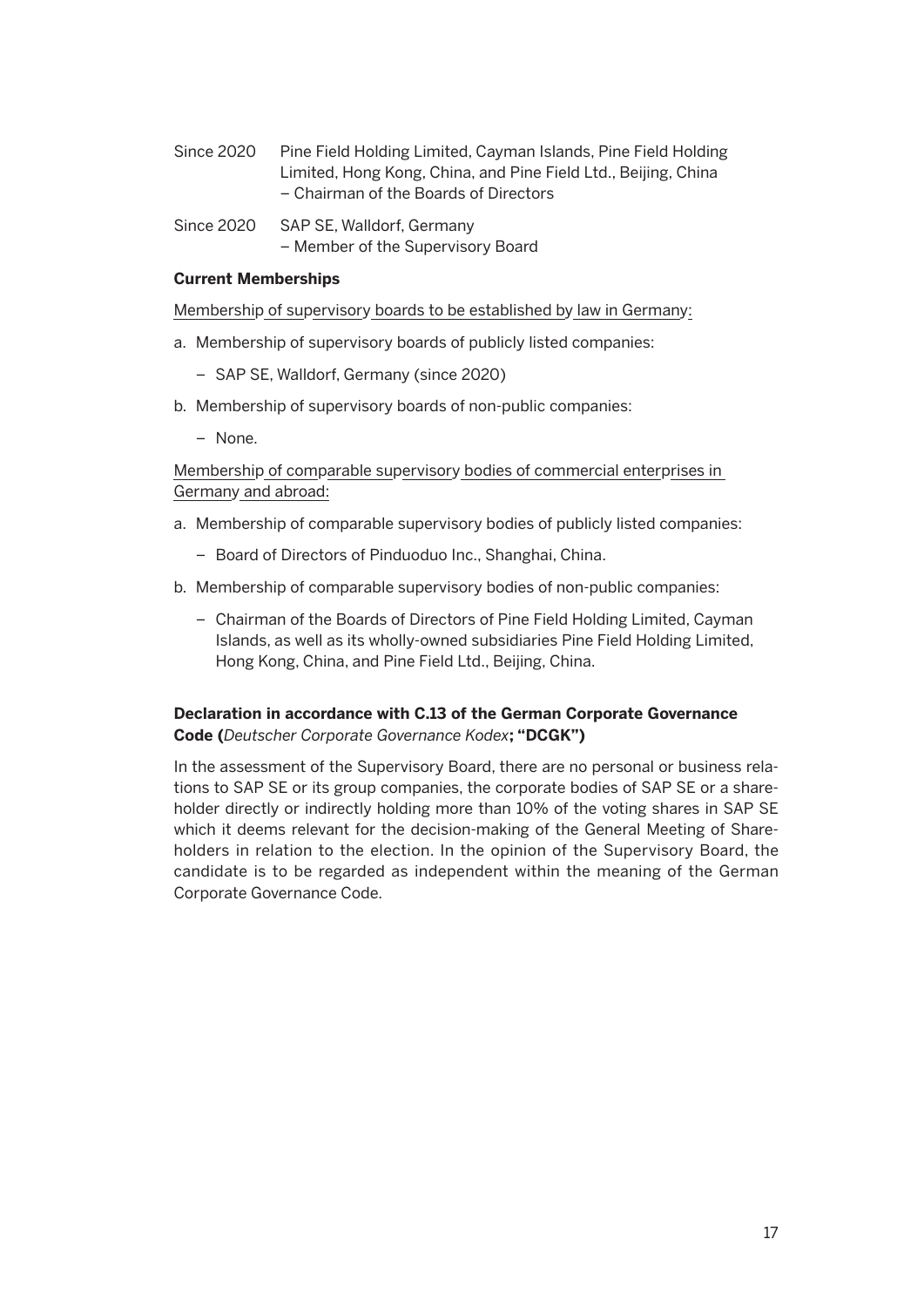Since 2020 Pine Field Holding Limited, Cayman Islands, Pine Field Holding Limited, Hong Kong, China, and Pine Field Ltd., Beijing, China
– Chairman of the Boards of Directors

Since 2020 SAP SE, Walldorf, Germany
– Member of the Supervisory Board

**Current Memberships**

Membership of supervisory boards to be established by law in Germany:

a. Membership of supervisory boards of publicly listed companies:
   - SAP SE, Walldorf, Germany (since 2020)

b. Membership of supervisory boards of non-public companies:
   - None.

Membership of comparable supervisory bodies of commercial enterprises in Germany and abroad:

a. Membership of comparable supervisory bodies of publicly listed companies:
   - Board of Directors of Pinduoduo Inc., Shanghai, China.

b. Membership of comparable supervisory bodies of non-public companies:
   - Chairman of the Boards of Directors of Pine Field Holding Limited, Cayman Islands, as well as its wholly-owned subsidiaries Pine Field Holding Limited, Hong Kong, China, and Pine Field Ltd., Beijing, China.

**Declaration in accordance with C.13 of the German Corporate Governance Code (*Deutscher Corporate Governance Kodex*; "DCGK")**

In the assessment of the Supervisory Board, there are no personal or business relations to SAP SE or its group companies, the corporate bodies of SAP SE or a shareholder directly or indirectly holding more than 10% of the voting shares in SAP SE which it deems relevant for the decision-making of the General Meeting of Shareholders in relation to the election. In the opinion of the Supervisory Board, the candidate is to be regarded as independent within the meaning of the German Corporate Governance Code.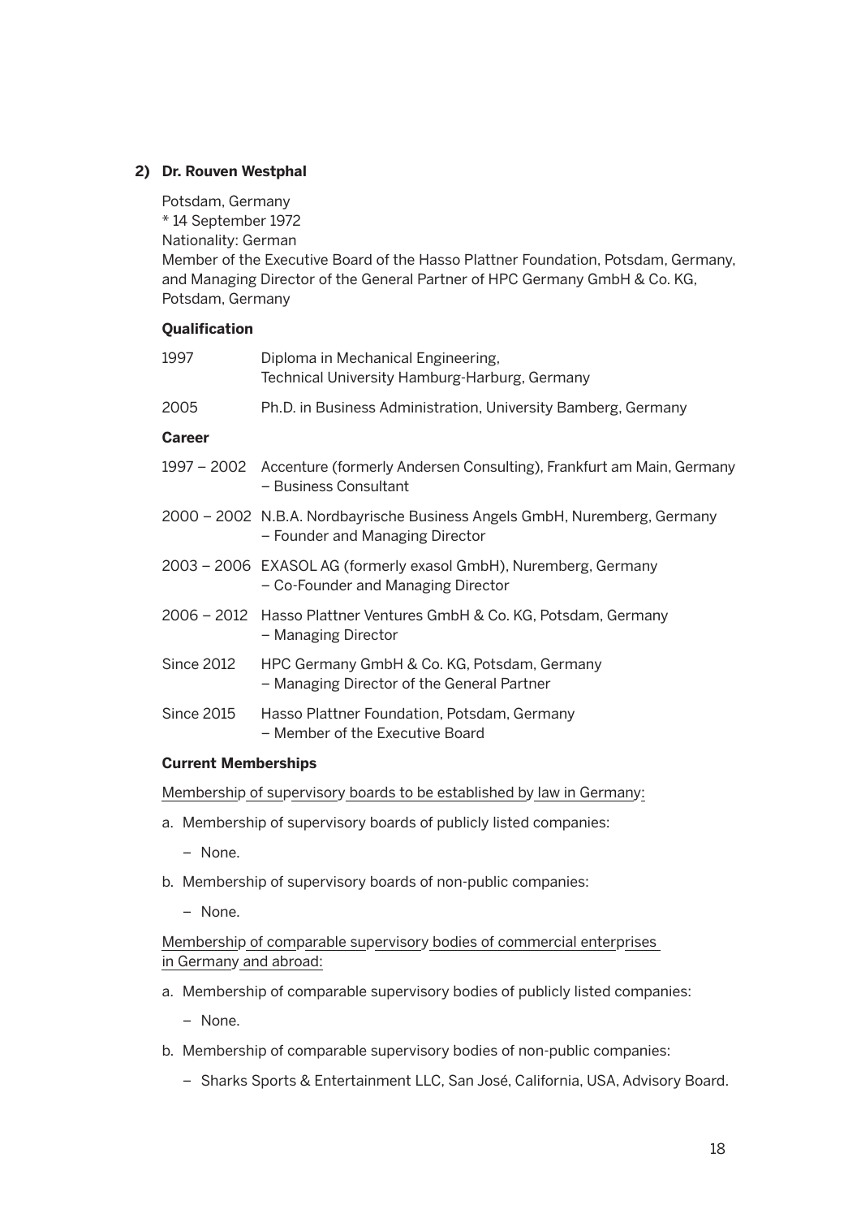**2) Dr. Rouven Westphal**

Potsdam, Germany
\* 14 September 1972
Nationality: German
Member of the Executive Board of the Hasso Plattner Foundation, Potsdam, Germany, and Managing Director of the General Partner of HPC Germany GmbH & Co. KG, Potsdam, Germany

**Qualification**

| | |
|---|---|
| 1997 | Diploma in Mechanical Engineering, Technical University Hamburg-Harburg, Germany |
| 2005 | Ph.D. in Business Administration, University Bamberg, Germany |

**Career**

| | |
|---|---|
| 1997 – 2002 | Accenture (formerly Andersen Consulting), Frankfurt am Main, Germany – Business Consultant |
| 2000 – 2002 | N.B.A. Nordbayrische Business Angels GmbH, Nuremberg, Germany – Founder and Managing Director |
| 2003 – 2006 | EXASOL AG (formerly exasol GmbH), Nuremberg, Germany – Co-Founder and Managing Director |
| 2006 – 2012 | Hasso Plattner Ventures GmbH & Co. KG, Potsdam, Germany – Managing Director |
| Since 2012 | HPC Germany GmbH & Co. KG, Potsdam, Germany – Managing Director of the General Partner |
| Since 2015 | Hasso Plattner Foundation, Potsdam, Germany – Member of the Executive Board |

**Current Memberships**

Membership of supervisory boards to be established by law in Germany:

a. Membership of supervisory boards of publicly listed companies:
   - None.
b. Membership of supervisory boards of non-public companies:
   - None.

Membership of comparable supervisory bodies of commercial enterprises in Germany and abroad:

a. Membership of comparable supervisory bodies of publicly listed companies:
   - None.
b. Membership of comparable supervisory bodies of non-public companies:
   - Sharks Sports & Entertainment LLC, San José, California, USA, Advisory Board.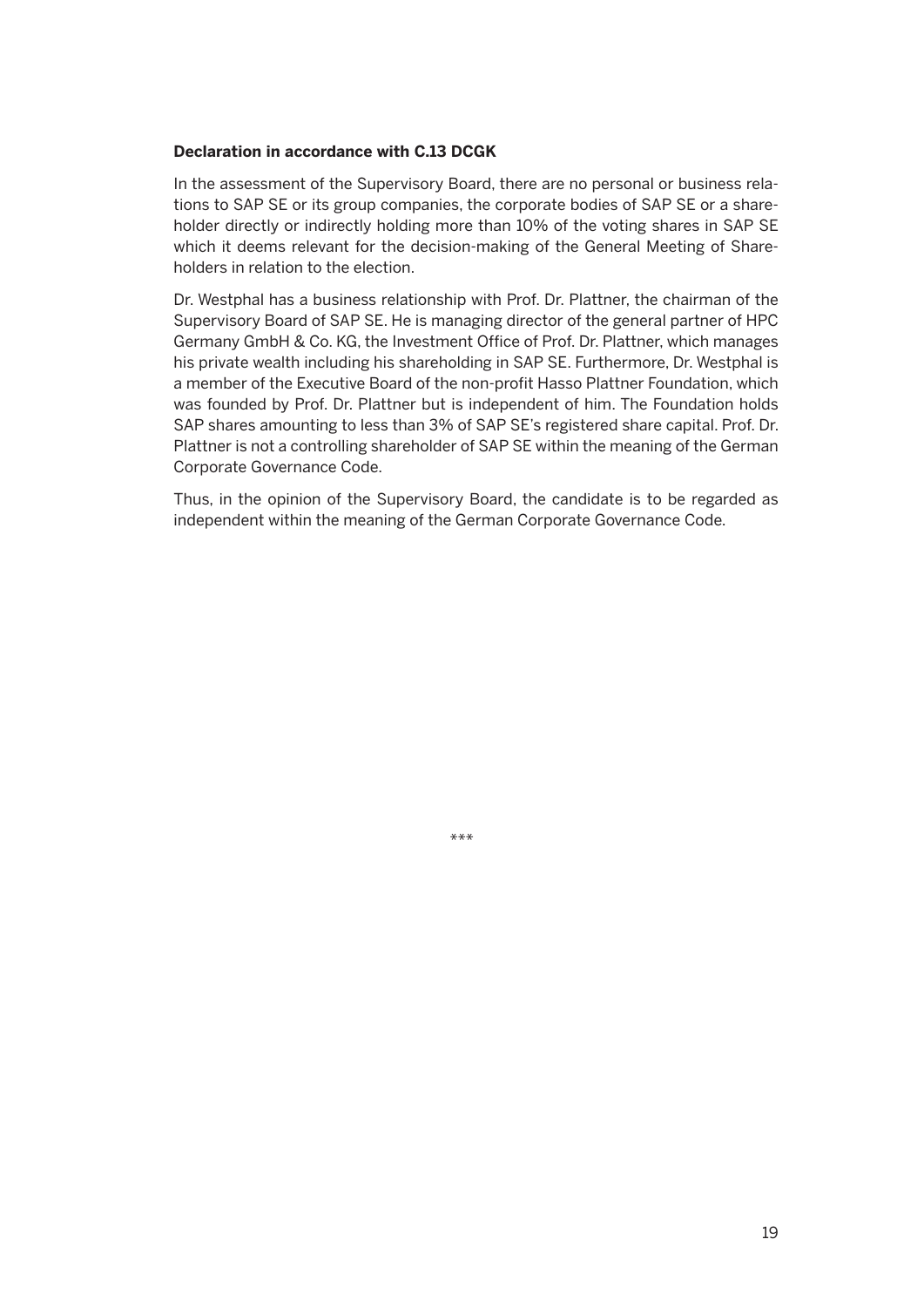**Declaration in accordance with C.13 DCGK**

In the assessment of the Supervisory Board, there are no personal or business relations to SAP SE or its group companies, the corporate bodies of SAP SE or a shareholder directly or indirectly holding more than 10% of the voting shares in SAP SE which it deems relevant for the decision-making of the General Meeting of Shareholders in relation to the election.

Dr. Westphal has a business relationship with Prof. Dr. Plattner, the chairman of the Supervisory Board of SAP SE. He is managing director of the general partner of HPC Germany GmbH & Co. KG, the Investment Office of Prof. Dr. Plattner, which manages his private wealth including his shareholding in SAP SE. Furthermore, Dr. Westphal is a member of the Executive Board of the non-profit Hasso Plattner Foundation, which was founded by Prof. Dr. Plattner but is independent of him. The Foundation holds SAP shares amounting to less than 3% of SAP SE's registered share capital. Prof. Dr. Plattner is not a controlling shareholder of SAP SE within the meaning of the German Corporate Governance Code.

Thus, in the opinion of the Supervisory Board, the candidate is to be regarded as independent within the meaning of the German Corporate Governance Code.

***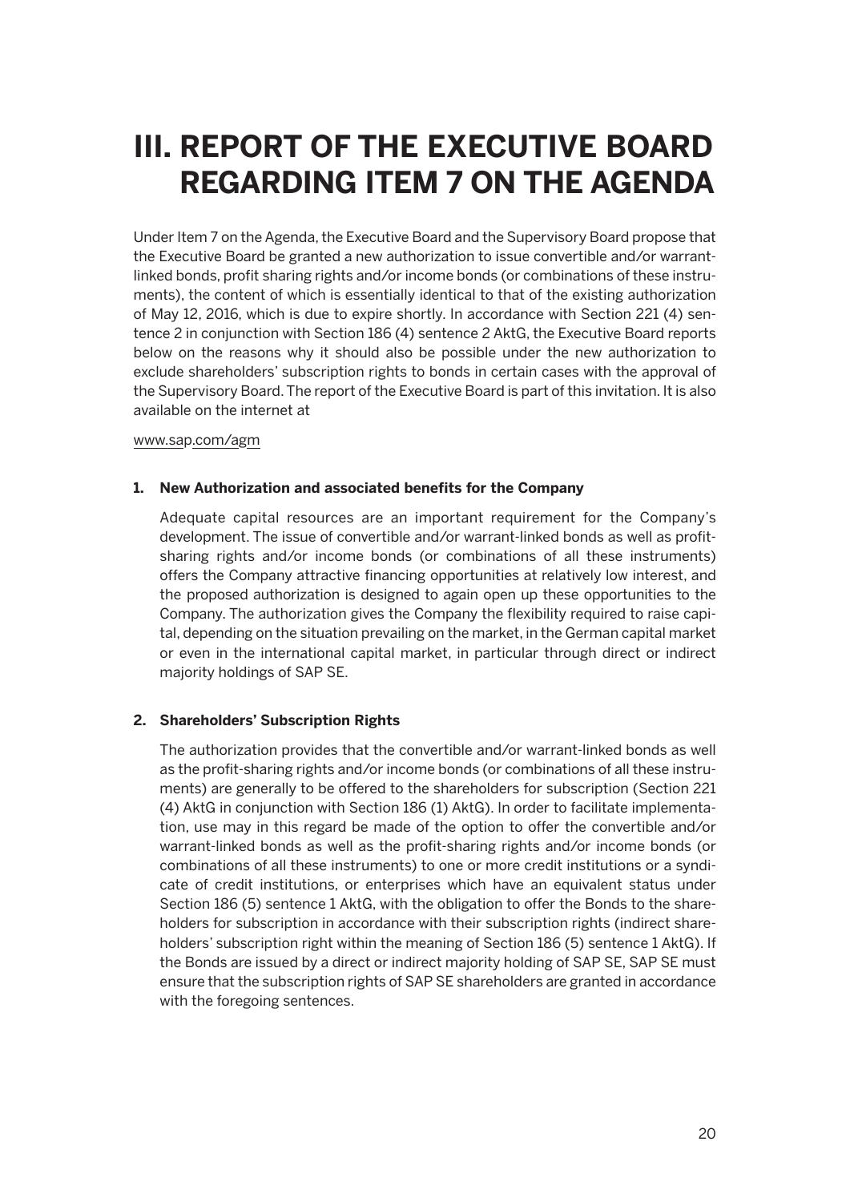# III. REPORT OF THE EXECUTIVE BOARD REGARDING ITEM 7 ON THE AGENDA

Under Item 7 on the Agenda, the Executive Board and the Supervisory Board propose that the Executive Board be granted a new authorization to issue convertible and/or warrant-linked bonds, profit sharing rights and/or income bonds (or combinations of these instruments), the content of which is essentially identical to that of the existing authorization of May 12, 2016, which is due to expire shortly. In accordance with Section 221 (4) sentence 2 in conjunction with Section 186 (4) sentence 2 AktG, the Executive Board reports below on the reasons why it should also be possible under the new authorization to exclude shareholders' subscription rights to bonds in certain cases with the approval of the Supervisory Board. The report of the Executive Board is part of this invitation. It is also available on the internet at

www.sap.com/agm

**1. New Authorization and associated benefits for the Company**

Adequate capital resources are an important requirement for the Company's development. The issue of convertible and/or warrant-linked bonds as well as profit-sharing rights and/or income bonds (or combinations of all these instruments) offers the Company attractive financing opportunities at relatively low interest, and the proposed authorization is designed to again open up these opportunities to the Company. The authorization gives the Company the flexibility required to raise capital, depending on the situation prevailing on the market, in the German capital market or even in the international capital market, in particular through direct or indirect majority holdings of SAP SE.

**2. Shareholders' Subscription Rights**

The authorization provides that the convertible and/or warrant-linked bonds as well as the profit-sharing rights and/or income bonds (or combinations of all these instruments) are generally to be offered to the shareholders for subscription (Section 221 (4) AktG in conjunction with Section 186 (1) AktG). In order to facilitate implementation, use may in this regard be made of the option to offer the convertible and/or warrant-linked bonds as well as the profit-sharing rights and/or income bonds (or combinations of all these instruments) to one or more credit institutions or a syndicate of credit institutions, or enterprises which have an equivalent status under Section 186 (5) sentence 1 AktG, with the obligation to offer the Bonds to the shareholders for subscription in accordance with their subscription rights (indirect shareholders' subscription right within the meaning of Section 186 (5) sentence 1 AktG). If the Bonds are issued by a direct or indirect majority holding of SAP SE, SAP SE must ensure that the subscription rights of SAP SE shareholders are granted in accordance with the foregoing sentences.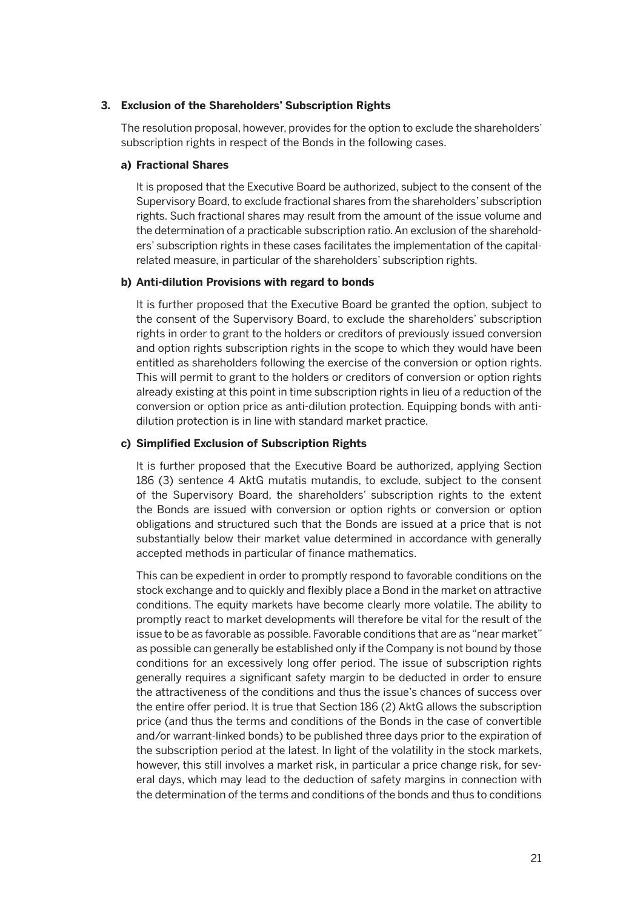## 3. Exclusion of the Shareholders' Subscription Rights

The resolution proposal, however, provides for the option to exclude the shareholders' subscription rights in respect of the Bonds in the following cases.

### a) Fractional Shares

It is proposed that the Executive Board be authorized, subject to the consent of the Supervisory Board, to exclude fractional shares from the shareholders' subscription rights. Such fractional shares may result from the amount of the issue volume and the determination of a practicable subscription ratio. An exclusion of the shareholders' subscription rights in these cases facilitates the implementation of the capital-related measure, in particular of the shareholders' subscription rights.

### b) Anti-dilution Provisions with regard to bonds

It is further proposed that the Executive Board be granted the option, subject to the consent of the Supervisory Board, to exclude the shareholders' subscription rights in order to grant to the holders or creditors of previously issued conversion and option rights subscription rights in the scope to which they would have been entitled as shareholders following the exercise of the conversion or option rights. This will permit to grant to the holders or creditors of conversion or option rights already existing at this point in time subscription rights in lieu of a reduction of the conversion or option price as anti-dilution protection. Equipping bonds with anti-dilution protection is in line with standard market practice.

### c) Simplified Exclusion of Subscription Rights

It is further proposed that the Executive Board be authorized, applying Section 186 (3) sentence 4 AktG mutatis mutandis, to exclude, subject to the consent of the Supervisory Board, the shareholders' subscription rights to the extent the Bonds are issued with conversion or option rights or conversion or option obligations and structured such that the Bonds are issued at a price that is not substantially below their market value determined in accordance with generally accepted methods in particular of finance mathematics.

This can be expedient in order to promptly respond to favorable conditions on the stock exchange and to quickly and flexibly place a Bond in the market on attractive conditions. The equity markets have become clearly more volatile. The ability to promptly react to market developments will therefore be vital for the result of the issue to be as favorable as possible. Favorable conditions that are as "near market" as possible can generally be established only if the Company is not bound by those conditions for an excessively long offer period. The issue of subscription rights generally requires a significant safety margin to be deducted in order to ensure the attractiveness of the conditions and thus the issue's chances of success over the entire offer period. It is true that Section 186 (2) AktG allows the subscription price (and thus the terms and conditions of the Bonds in the case of convertible and/or warrant-linked bonds) to be published three days prior to the expiration of the subscription period at the latest. In light of the volatility in the stock markets, however, this still involves a market risk, in particular a price change risk, for several days, which may lead to the deduction of safety margins in connection with the determination of the terms and conditions of the bonds and thus to conditions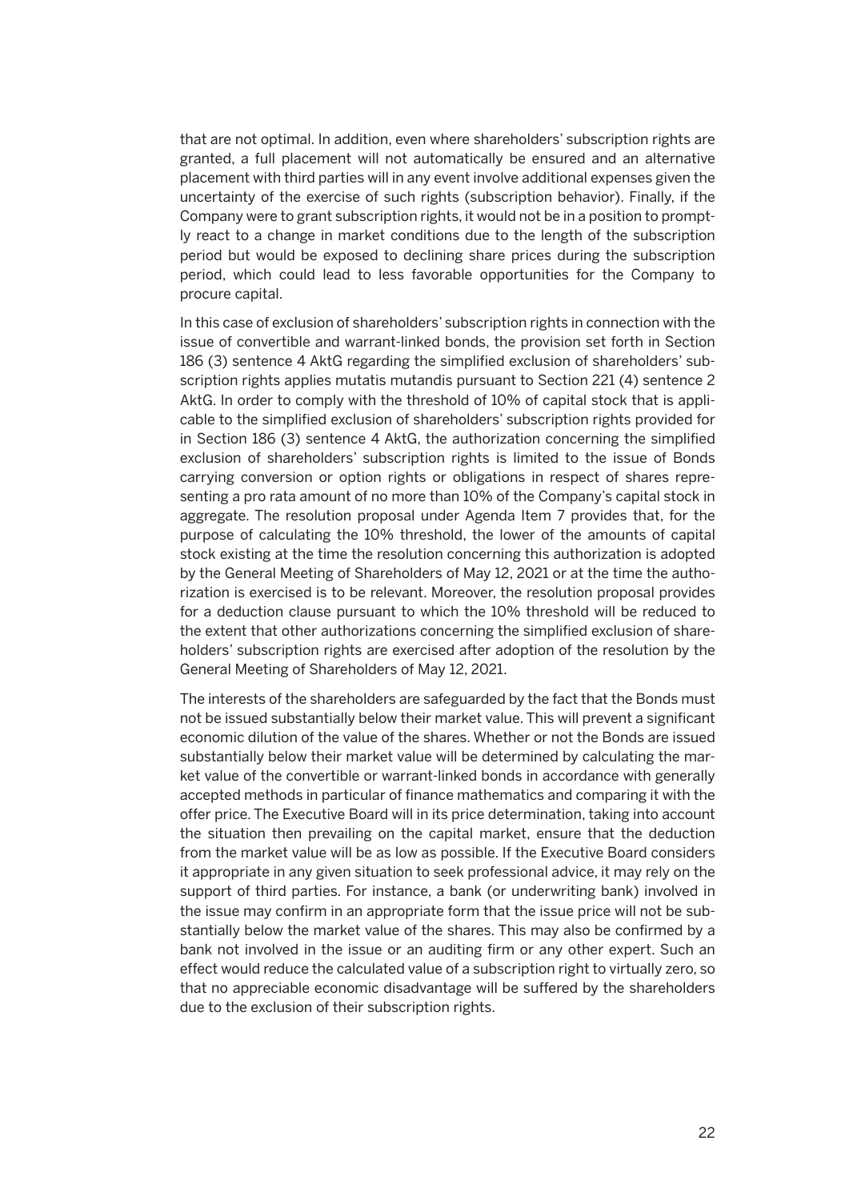that are not optimal. In addition, even where shareholders' subscription rights are granted, a full placement will not automatically be ensured and an alternative placement with third parties will in any event involve additional expenses given the uncertainty of the exercise of such rights (subscription behavior). Finally, if the Company were to grant subscription rights, it would not be in a position to promptly react to a change in market conditions due to the length of the subscription period but would be exposed to declining share prices during the subscription period, which could lead to less favorable opportunities for the Company to procure capital.

In this case of exclusion of shareholders' subscription rights in connection with the issue of convertible and warrant-linked bonds, the provision set forth in Section 186 (3) sentence 4 AktG regarding the simplified exclusion of shareholders' subscription rights applies mutatis mutandis pursuant to Section 221 (4) sentence 2 AktG. In order to comply with the threshold of 10% of capital stock that is applicable to the simplified exclusion of shareholders' subscription rights provided for in Section 186 (3) sentence 4 AktG, the authorization concerning the simplified exclusion of shareholders' subscription rights is limited to the issue of Bonds carrying conversion or option rights or obligations in respect of shares representing a pro rata amount of no more than 10% of the Company's capital stock in aggregate. The resolution proposal under Agenda Item 7 provides that, for the purpose of calculating the 10% threshold, the lower of the amounts of capital stock existing at the time the resolution concerning this authorization is adopted by the General Meeting of Shareholders of May 12, 2021 or at the time the authorization is exercised is to be relevant. Moreover, the resolution proposal provides for a deduction clause pursuant to which the 10% threshold will be reduced to the extent that other authorizations concerning the simplified exclusion of shareholders' subscription rights are exercised after adoption of the resolution by the General Meeting of Shareholders of May 12, 2021.

The interests of the shareholders are safeguarded by the fact that the Bonds must not be issued substantially below their market value. This will prevent a significant economic dilution of the value of the shares. Whether or not the Bonds are issued substantially below their market value will be determined by calculating the market value of the convertible or warrant-linked bonds in accordance with generally accepted methods in particular of finance mathematics and comparing it with the offer price. The Executive Board will in its price determination, taking into account the situation then prevailing on the capital market, ensure that the deduction from the market value will be as low as possible. If the Executive Board considers it appropriate in any given situation to seek professional advice, it may rely on the support of third parties. For instance, a bank (or underwriting bank) involved in the issue may confirm in an appropriate form that the issue price will not be substantially below the market value of the shares. This may also be confirmed by a bank not involved in the issue or an auditing firm or any other expert. Such an effect would reduce the calculated value of a subscription right to virtually zero, so that no appreciable economic disadvantage will be suffered by the shareholders due to the exclusion of their subscription rights.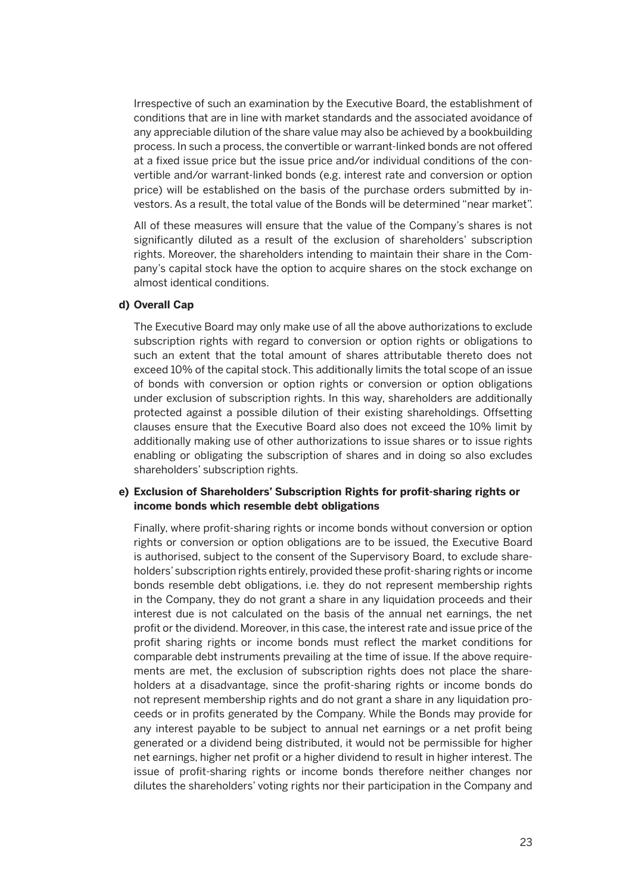Irrespective of such an examination by the Executive Board, the establishment of conditions that are in line with market standards and the associated avoidance of any appreciable dilution of the share value may also be achieved by a bookbuilding process. In such a process, the convertible or warrant-linked bonds are not offered at a fixed issue price but the issue price and/or individual conditions of the convertible and/or warrant-linked bonds (e.g. interest rate and conversion or option price) will be established on the basis of the purchase orders submitted by investors. As a result, the total value of the Bonds will be determined "near market".

All of these measures will ensure that the value of the Company's shares is not significantly diluted as a result of the exclusion of shareholders' subscription rights. Moreover, the shareholders intending to maintain their share in the Company's capital stock have the option to acquire shares on the stock exchange on almost identical conditions.

**d) Overall Cap**

The Executive Board may only make use of all the above authorizations to exclude subscription rights with regard to conversion or option rights or obligations to such an extent that the total amount of shares attributable thereto does not exceed 10% of the capital stock. This additionally limits the total scope of an issue of bonds with conversion or option rights or conversion or option obligations under exclusion of subscription rights. In this way, shareholders are additionally protected against a possible dilution of their existing shareholdings. Offsetting clauses ensure that the Executive Board also does not exceed the 10% limit by additionally making use of other authorizations to issue shares or to issue rights enabling or obligating the subscription of shares and in doing so also excludes shareholders' subscription rights.

**e) Exclusion of Shareholders' Subscription Rights for profit-sharing rights or income bonds which resemble debt obligations**

Finally, where profit-sharing rights or income bonds without conversion or option rights or conversion or option obligations are to be issued, the Executive Board is authorised, subject to the consent of the Supervisory Board, to exclude shareholders' subscription rights entirely, provided these profit-sharing rights or income bonds resemble debt obligations, i.e. they do not represent membership rights in the Company, they do not grant a share in any liquidation proceeds and their interest due is not calculated on the basis of the annual net earnings, the net profit or the dividend. Moreover, in this case, the interest rate and issue price of the profit sharing rights or income bonds must reflect the market conditions for comparable debt instruments prevailing at the time of issue. If the above requirements are met, the exclusion of subscription rights does not place the shareholders at a disadvantage, since the profit-sharing rights or income bonds do not represent membership rights and do not grant a share in any liquidation proceeds or in profits generated by the Company. While the Bonds may provide for any interest payable to be subject to annual net earnings or a net profit being generated or a dividend being distributed, it would not be permissible for higher net earnings, higher net profit or a higher dividend to result in higher interest. The issue of profit-sharing rights or income bonds therefore neither changes nor dilutes the shareholders' voting rights nor their participation in the Company and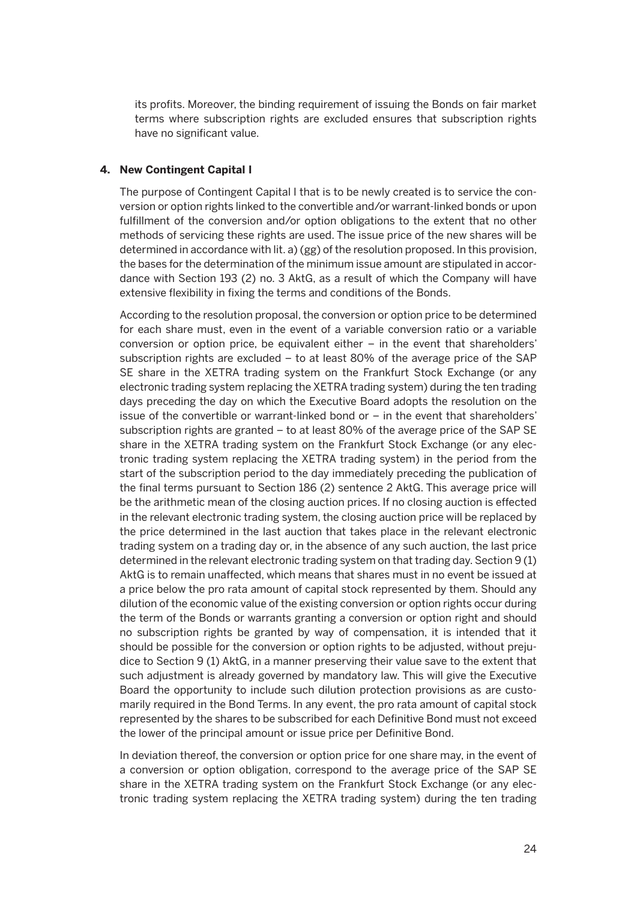its profits. Moreover, the binding requirement of issuing the Bonds on fair market terms where subscription rights are excluded ensures that subscription rights have no significant value.

**4. New Contingent Capital I**

The purpose of Contingent Capital I that is to be newly created is to service the conversion or option rights linked to the convertible and/or warrant-linked bonds or upon fulfillment of the conversion and/or option obligations to the extent that no other methods of servicing these rights are used. The issue price of the new shares will be determined in accordance with lit. a) (gg) of the resolution proposed. In this provision, the bases for the determination of the minimum issue amount are stipulated in accordance with Section 193 (2) no. 3 AktG, as a result of which the Company will have extensive flexibility in fixing the terms and conditions of the Bonds.

According to the resolution proposal, the conversion or option price to be determined for each share must, even in the event of a variable conversion ratio or a variable conversion or option price, be equivalent either – in the event that shareholders' subscription rights are excluded – to at least 80% of the average price of the SAP SE share in the XETRA trading system on the Frankfurt Stock Exchange (or any electronic trading system replacing the XETRA trading system) during the ten trading days preceding the day on which the Executive Board adopts the resolution on the issue of the convertible or warrant-linked bond or – in the event that shareholders' subscription rights are granted – to at least 80% of the average price of the SAP SE share in the XETRA trading system on the Frankfurt Stock Exchange (or any electronic trading system replacing the XETRA trading system) in the period from the start of the subscription period to the day immediately preceding the publication of the final terms pursuant to Section 186 (2) sentence 2 AktG. This average price will be the arithmetic mean of the closing auction prices. If no closing auction is effected in the relevant electronic trading system, the closing auction price will be replaced by the price determined in the last auction that takes place in the relevant electronic trading system on a trading day or, in the absence of any such auction, the last price determined in the relevant electronic trading system on that trading day. Section 9 (1) AktG is to remain unaffected, which means that shares must in no event be issued at a price below the pro rata amount of capital stock represented by them. Should any dilution of the economic value of the existing conversion or option rights occur during the term of the Bonds or warrants granting a conversion or option right and should no subscription rights be granted by way of compensation, it is intended that it should be possible for the conversion or option rights to be adjusted, without prejudice to Section 9 (1) AktG, in a manner preserving their value save to the extent that such adjustment is already governed by mandatory law. This will give the Executive Board the opportunity to include such dilution protection provisions as are customarily required in the Bond Terms. In any event, the pro rata amount of capital stock represented by the shares to be subscribed for each Definitive Bond must not exceed the lower of the principal amount or issue price per Definitive Bond.

In deviation thereof, the conversion or option price for one share may, in the event of a conversion or option obligation, correspond to the average price of the SAP SE share in the XETRA trading system on the Frankfurt Stock Exchange (or any electronic trading system replacing the XETRA trading system) during the ten trading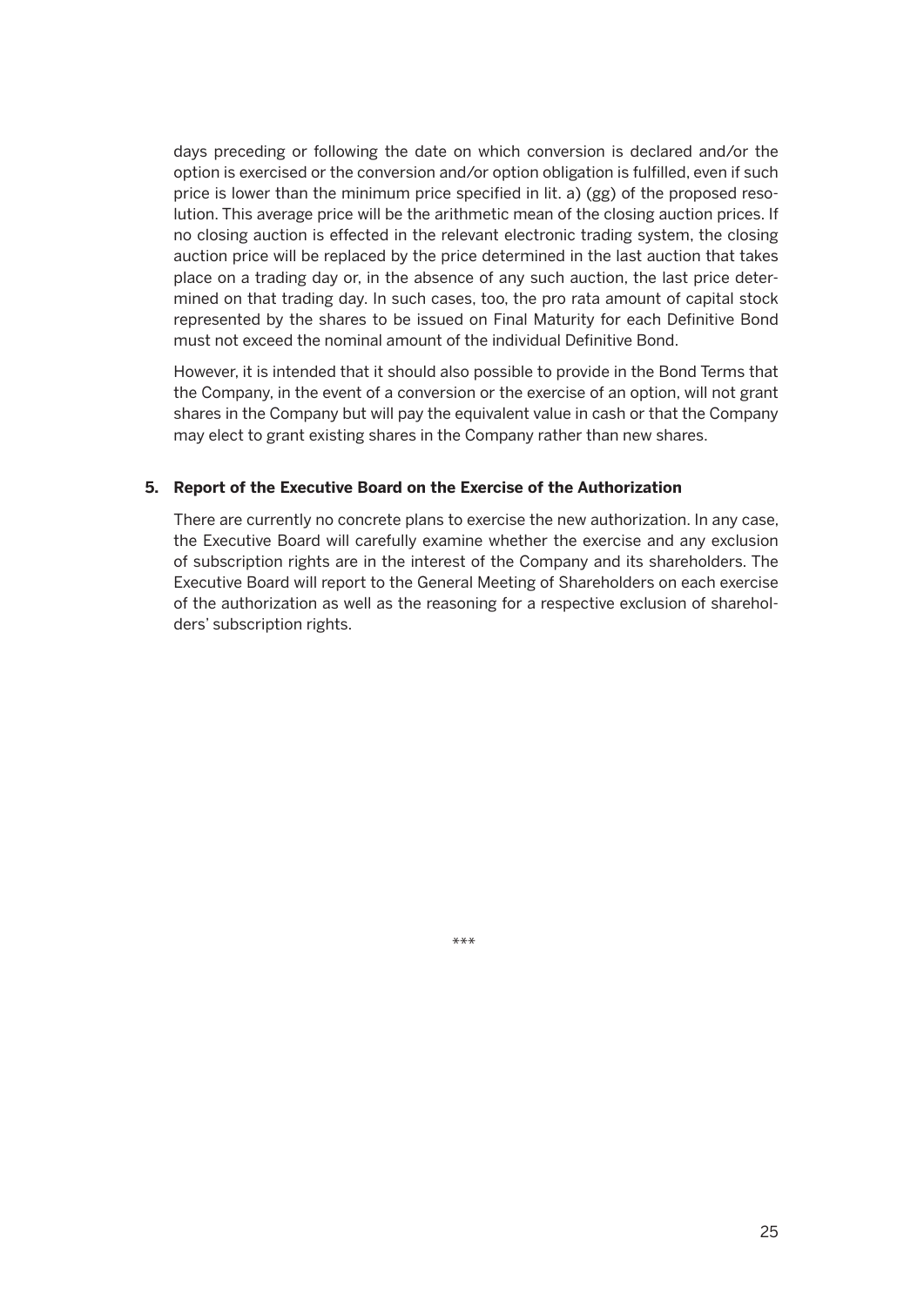days preceding or following the date on which conversion is declared and/or the option is exercised or the conversion and/or option obligation is fulfilled, even if such price is lower than the minimum price specified in lit. a) (gg) of the proposed resolution. This average price will be the arithmetic mean of the closing auction prices. If no closing auction is effected in the relevant electronic trading system, the closing auction price will be replaced by the price determined in the last auction that takes place on a trading day or, in the absence of any such auction, the last price determined on that trading day. In such cases, too, the pro rata amount of capital stock represented by the shares to be issued on Final Maturity for each Definitive Bond must not exceed the nominal amount of the individual Definitive Bond.

However, it is intended that it should also possible to provide in the Bond Terms that the Company, in the event of a conversion or the exercise of an option, will not grant shares in the Company but will pay the equivalent value in cash or that the Company may elect to grant existing shares in the Company rather than new shares.

**5. Report of the Executive Board on the Exercise of the Authorization**

There are currently no concrete plans to exercise the new authorization. In any case, the Executive Board will carefully examine whether the exercise and any exclusion of subscription rights are in the interest of the Company and its shareholders. The Executive Board will report to the General Meeting of Shareholders on each exercise of the authorization as well as the reasoning for a respective exclusion of shareholders' subscription rights.

***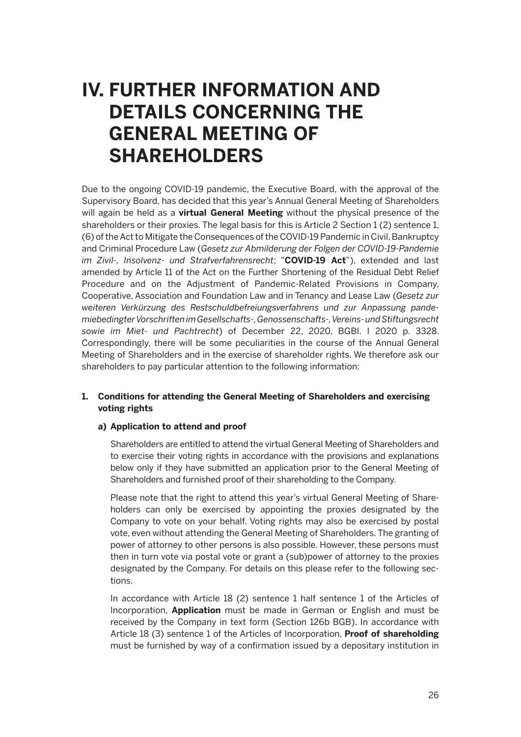# IV. FURTHER INFORMATION AND DETAILS CONCERNING THE GENERAL MEETING OF SHAREHOLDERS

Due to the ongoing COVID-19 pandemic, the Executive Board, with the approval of the Supervisory Board, has decided that this year's Annual General Meeting of Shareholders will again be held as a **virtual General Meeting** without the physical presence of the shareholders or their proxies. The legal basis for this is Article 2 Section 1 (2) sentence 1, (6) of the Act to Mitigate the Consequences of the COVID-19 Pandemic in Civil, Bankruptcy and Criminal Procedure Law (*Gesetz zur Abmilderung der Folgen der COVID-19-Pandemie im Zivil-, Insolvenz- und Strafverfahrensrecht*; "**COVID-19 Act**"), extended and last amended by Article 11 of the Act on the Further Shortening of the Residual Debt Relief Procedure and on the Adjustment of Pandemic-Related Provisions in Company, Cooperative, Association and Foundation Law and in Tenancy and Lease Law (*Gesetz zur weiteren Verkürzung des Restschuldbefreiungsverfahrens und zur Anpassung pandemiebedingter Vorschriften im Gesellschafts-, Genossenschafts-, Vereins- und Stiftungsrecht sowie im Miet- und Pachtrecht*) of December 22, 2020, BGBl. I 2020 p. 3328. Correspondingly, there will be some peculiarities in the course of the Annual General Meeting of Shareholders and in the exercise of shareholder rights. We therefore ask our shareholders to pay particular attention to the following information:

### 1. Conditions for attending the General Meeting of Shareholders and exercising voting rights

#### a) Application to attend and proof

Shareholders are entitled to attend the virtual General Meeting of Shareholders and to exercise their voting rights in accordance with the provisions and explanations below only if they have submitted an application prior to the General Meeting of Shareholders and furnished proof of their shareholding to the Company.

Please note that the right to attend this year's virtual General Meeting of Shareholders can only be exercised by appointing the proxies designated by the Company to vote on your behalf. Voting rights may also be exercised by postal vote, even without attending the General Meeting of Shareholders. The granting of power of attorney to other persons is also possible. However, these persons must then in turn vote via postal vote or grant a (sub)power of attorney to the proxies designated by the Company. For details on this please refer to the following sections.

In accordance with Article 18 (2) sentence 1 half sentence 1 of the Articles of Incorporation, **Application** must be made in German or English and must be received by the Company in text form (Section 126b BGB). In accordance with Article 18 (3) sentence 1 of the Articles of Incorporation, **Proof of shareholding** must be furnished by way of a confirmation issued by a depositary institution in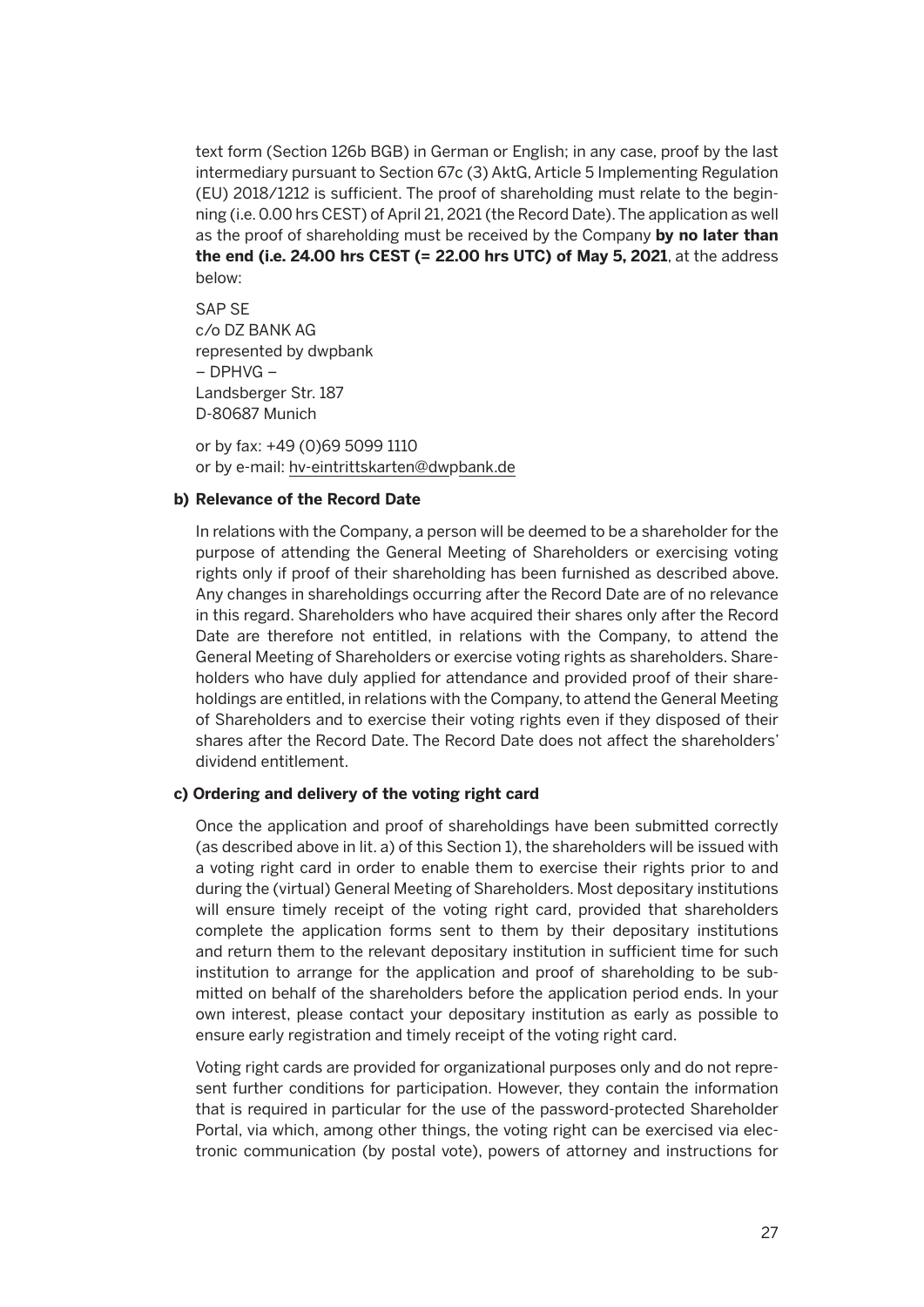text form (Section 126b BGB) in German or English; in any case, proof by the last intermediary pursuant to Section 67c (3) AktG, Article 5 Implementing Regulation (EU) 2018/1212 is sufficient. The proof of shareholding must relate to the beginning (i.e. 0.00 hrs CEST) of April 21, 2021 (the Record Date). The application as well as the proof of shareholding must be received by the Company **by no later than the end (i.e. 24.00 hrs CEST (= 22.00 hrs UTC) of May 5, 2021**, at the address below:

SAP SE
c/o DZ BANK AG
represented by dwpbank
– DPHVG –
Landsberger Str. 187
D-80687 Munich

or by fax: +49 (0)69 5099 1110
or by e-mail: hv-eintrittskarten@dwpbank.de

**b) Relevance of the Record Date**

In relations with the Company, a person will be deemed to be a shareholder for the purpose of attending the General Meeting of Shareholders or exercising voting rights only if proof of their shareholding has been furnished as described above. Any changes in shareholdings occurring after the Record Date are of no relevance in this regard. Shareholders who have acquired their shares only after the Record Date are therefore not entitled, in relations with the Company, to attend the General Meeting of Shareholders or exercise voting rights as shareholders. Shareholders who have duly applied for attendance and provided proof of their shareholdings are entitled, in relations with the Company, to attend the General Meeting of Shareholders and to exercise their voting rights even if they disposed of their shares after the Record Date. The Record Date does not affect the shareholders' dividend entitlement.

**c) Ordering and delivery of the voting right card**

Once the application and proof of shareholdings have been submitted correctly (as described above in lit. a) of this Section 1), the shareholders will be issued with a voting right card in order to enable them to exercise their rights prior to and during the (virtual) General Meeting of Shareholders. Most depositary institutions will ensure timely receipt of the voting right card, provided that shareholders complete the application forms sent to them by their depositary institutions and return them to the relevant depositary institution in sufficient time for such institution to arrange for the application and proof of shareholding to be submitted on behalf of the shareholders before the application period ends. In your own interest, please contact your depositary institution as early as possible to ensure early registration and timely receipt of the voting right card.

Voting right cards are provided for organizational purposes only and do not represent further conditions for participation. However, they contain the information that is required in particular for the use of the password-protected Shareholder Portal, via which, among other things, the voting right can be exercised via electronic communication (by postal vote), powers of attorney and instructions for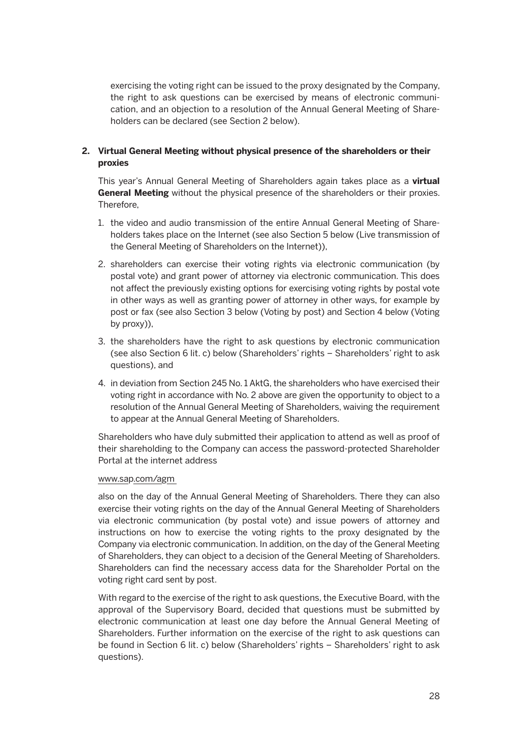exercising the voting right can be issued to the proxy designated by the Company, the right to ask questions can be exercised by means of electronic communication, and an objection to a resolution of the Annual General Meeting of Shareholders can be declared (see Section 2 below).

## 2. Virtual General Meeting without physical presence of the shareholders or their proxies

This year's Annual General Meeting of Shareholders again takes place as a **virtual General Meeting** without the physical presence of the shareholders or their proxies. Therefore,

1. the video and audio transmission of the entire Annual General Meeting of Shareholders takes place on the Internet (see also Section 5 below (Live transmission of the General Meeting of Shareholders on the Internet)),
2. shareholders can exercise their voting rights via electronic communication (by postal vote) and grant power of attorney via electronic communication. This does not affect the previously existing options for exercising voting rights by postal vote in other ways as well as granting power of attorney in other ways, for example by post or fax (see also Section 3 below (Voting by post) and Section 4 below (Voting by proxy)),
3. the shareholders have the right to ask questions by electronic communication (see also Section 6 lit. c) below (Shareholders' rights – Shareholders' right to ask questions), and
4. in deviation from Section 245 No. 1 AktG, the shareholders who have exercised their voting right in accordance with No. 2 above are given the opportunity to object to a resolution of the Annual General Meeting of Shareholders, waiving the requirement to appear at the Annual General Meeting of Shareholders.

Shareholders who have duly submitted their application to attend as well as proof of their shareholding to the Company can access the password-protected Shareholder Portal at the internet address

www.sap.com/agm

also on the day of the Annual General Meeting of Shareholders. There they can also exercise their voting rights on the day of the Annual General Meeting of Shareholders via electronic communication (by postal vote) and issue powers of attorney and instructions on how to exercise the voting rights to the proxy designated by the Company via electronic communication. In addition, on the day of the General Meeting of Shareholders, they can object to a decision of the General Meeting of Shareholders. Shareholders can find the necessary access data for the Shareholder Portal on the voting right card sent by post.

With regard to the exercise of the right to ask questions, the Executive Board, with the approval of the Supervisory Board, decided that questions must be submitted by electronic communication at least one day before the Annual General Meeting of Shareholders. Further information on the exercise of the right to ask questions can be found in Section 6 lit. c) below (Shareholders' rights – Shareholders' right to ask questions).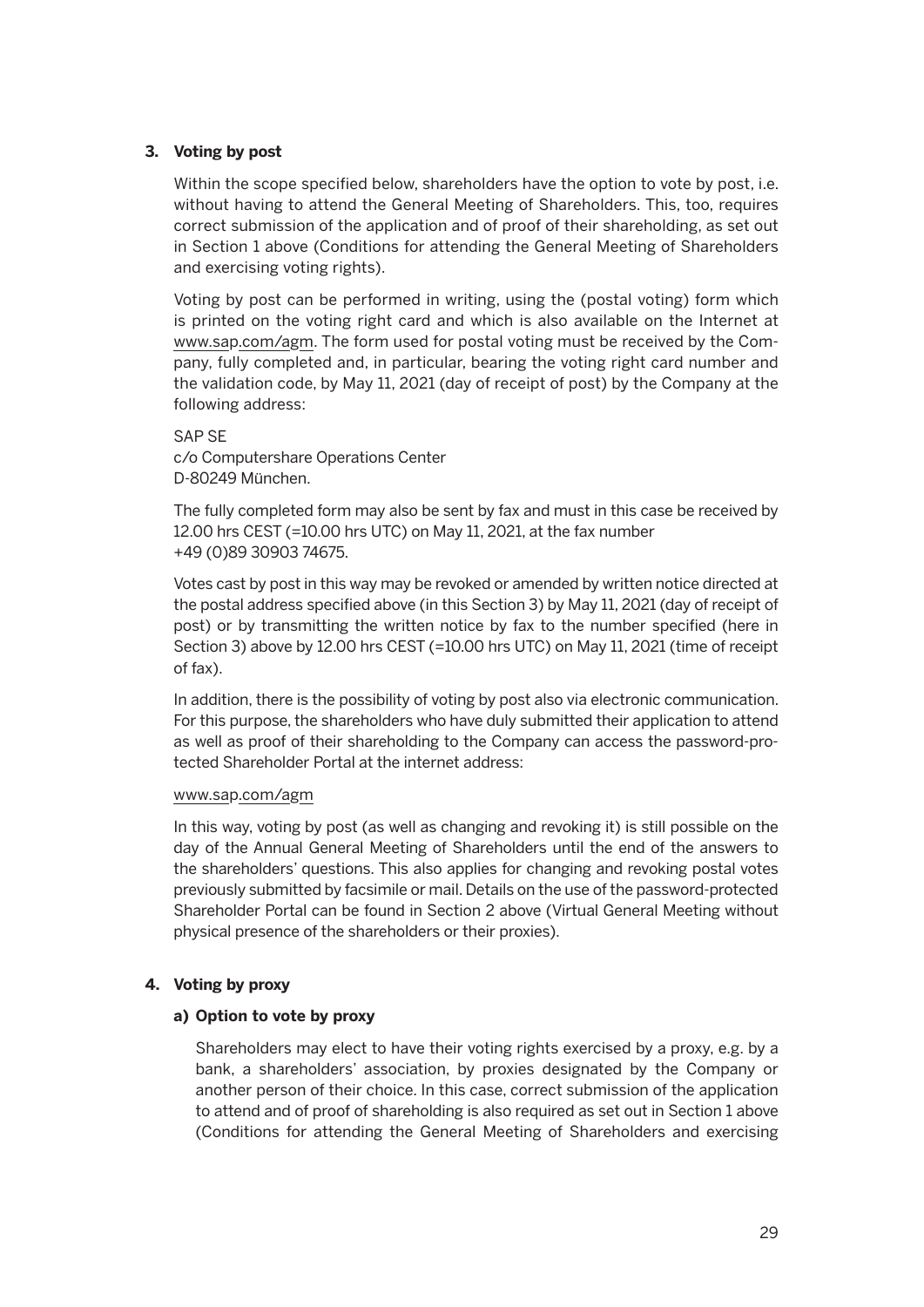### 3. Voting by post

Within the scope specified below, shareholders have the option to vote by post, i.e. without having to attend the General Meeting of Shareholders. This, too, requires correct submission of the application and of proof of their shareholding, as set out in Section 1 above (Conditions for attending the General Meeting of Shareholders and exercising voting rights).

Voting by post can be performed in writing, using the (postal voting) form which is printed on the voting right card and which is also available on the Internet at www.sap.com/agm. The form used for postal voting must be received by the Company, fully completed and, in particular, bearing the voting right card number and the validation code, by May 11, 2021 (day of receipt of post) by the Company at the following address:

SAP SE  
c/o Computershare Operations Center  
D-80249 München.

The fully completed form may also be sent by fax and must in this case be received by 12.00 hrs CEST (=10.00 hrs UTC) on May 11, 2021, at the fax number  
+49 (0)89 30903 74675.

Votes cast by post in this way may be revoked or amended by written notice directed at the postal address specified above (in this Section 3) by May 11, 2021 (day of receipt of post) or by transmitting the written notice by fax to the number specified (here in Section 3) above by 12.00 hrs CEST (=10.00 hrs UTC) on May 11, 2021 (time of receipt of fax).

In addition, there is the possibility of voting by post also via electronic communication. For this purpose, the shareholders who have duly submitted their application to attend as well as proof of their shareholding to the Company can access the password-protected Shareholder Portal at the internet address:

www.sap.com/agm

In this way, voting by post (as well as changing and revoking it) is still possible on the day of the Annual General Meeting of Shareholders until the end of the answers to the shareholders' questions. This also applies for changing and revoking postal votes previously submitted by facsimile or mail. Details on the use of the password-protected Shareholder Portal can be found in Section 2 above (Virtual General Meeting without physical presence of the shareholders or their proxies).

### 4. Voting by proxy

#### a) Option to vote by proxy

Shareholders may elect to have their voting rights exercised by a proxy, e.g. by a bank, a shareholders' association, by proxies designated by the Company or another person of their choice. In this case, correct submission of the application to attend and of proof of shareholding is also required as set out in Section 1 above (Conditions for attending the General Meeting of Shareholders and exercising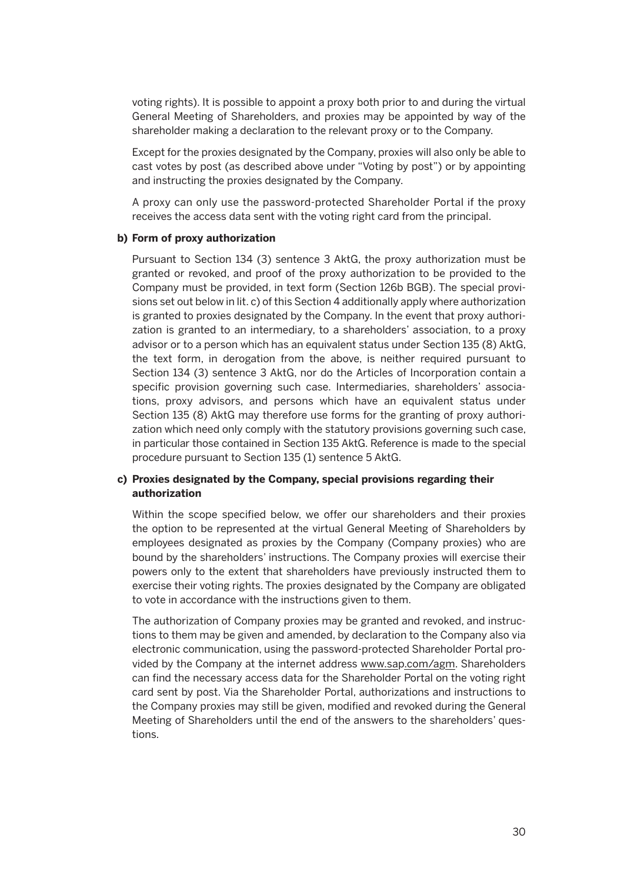voting rights). It is possible to appoint a proxy both prior to and during the virtual General Meeting of Shareholders, and proxies may be appointed by way of the shareholder making a declaration to the relevant proxy or to the Company.

Except for the proxies designated by the Company, proxies will also only be able to cast votes by post (as described above under "Voting by post") or by appointing and instructing the proxies designated by the Company.

A proxy can only use the password-protected Shareholder Portal if the proxy receives the access data sent with the voting right card from the principal.

**b) Form of proxy authorization**

Pursuant to Section 134 (3) sentence 3 AktG, the proxy authorization must be granted or revoked, and proof of the proxy authorization to be provided to the Company must be provided, in text form (Section 126b BGB). The special provisions set out below in lit. c) of this Section 4 additionally apply where authorization is granted to proxies designated by the Company. In the event that proxy authorization is granted to an intermediary, to a shareholders' association, to a proxy advisor or to a person which has an equivalent status under Section 135 (8) AktG, the text form, in derogation from the above, is neither required pursuant to Section 134 (3) sentence 3 AktG, nor do the Articles of Incorporation contain a specific provision governing such case. Intermediaries, shareholders' associations, proxy advisors, and persons which have an equivalent status under Section 135 (8) AktG may therefore use forms for the granting of proxy authorization which need only comply with the statutory provisions governing such case, in particular those contained in Section 135 AktG. Reference is made to the special procedure pursuant to Section 135 (1) sentence 5 AktG.

**c) Proxies designated by the Company, special provisions regarding their authorization**

Within the scope specified below, we offer our shareholders and their proxies the option to be represented at the virtual General Meeting of Shareholders by employees designated as proxies by the Company (Company proxies) who are bound by the shareholders' instructions. The Company proxies will exercise their powers only to the extent that shareholders have previously instructed them to exercise their voting rights. The proxies designated by the Company are obligated to vote in accordance with the instructions given to them.

The authorization of Company proxies may be granted and revoked, and instructions to them may be given and amended, by declaration to the Company also via electronic communication, using the password-protected Shareholder Portal provided by the Company at the internet address www.sap.com/agm. Shareholders can find the necessary access data for the Shareholder Portal on the voting right card sent by post. Via the Shareholder Portal, authorizations and instructions to the Company proxies may still be given, modified and revoked during the General Meeting of Shareholders until the end of the answers to the shareholders' questions.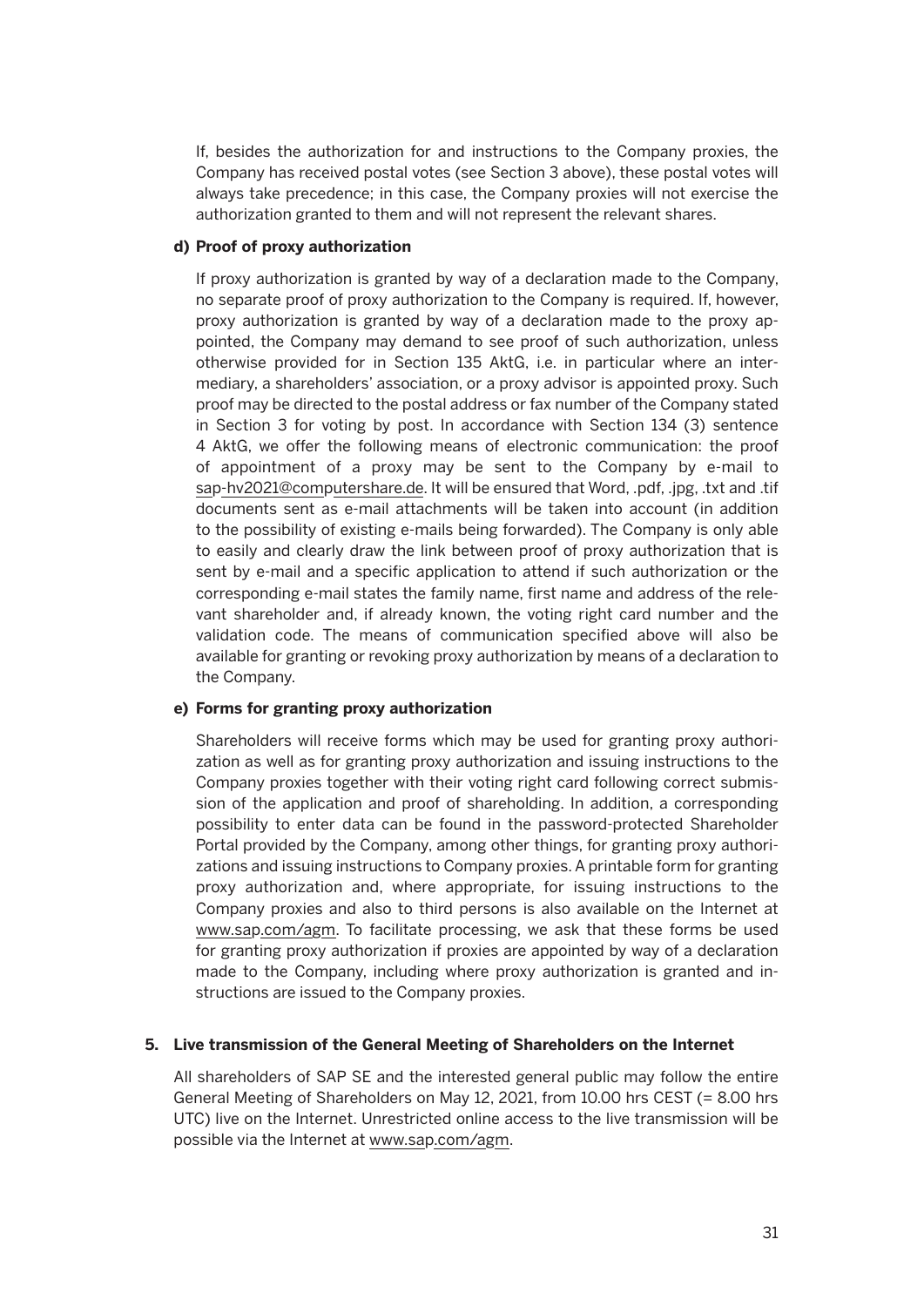If, besides the authorization for and instructions to the Company proxies, the Company has received postal votes (see Section 3 above), these postal votes will always take precedence; in this case, the Company proxies will not exercise the authorization granted to them and will not represent the relevant shares.

**d) Proof of proxy authorization**

If proxy authorization is granted by way of a declaration made to the Company, no separate proof of proxy authorization to the Company is required. If, however, proxy authorization is granted by way of a declaration made to the proxy appointed, the Company may demand to see proof of such authorization, unless otherwise provided for in Section 135 AktG, i.e. in particular where an intermediary, a shareholders' association, or a proxy advisor is appointed proxy. Such proof may be directed to the postal address or fax number of the Company stated in Section 3 for voting by post. In accordance with Section 134 (3) sentence 4 AktG, we offer the following means of electronic communication: the proof of appointment of a proxy may be sent to the Company by e-mail to sap-hv2021@computershare.de. It will be ensured that Word, .pdf, .jpg, .txt and .tif documents sent as e-mail attachments will be taken into account (in addition to the possibility of existing e-mails being forwarded). The Company is only able to easily and clearly draw the link between proof of proxy authorization that is sent by e-mail and a specific application to attend if such authorization or the corresponding e-mail states the family name, first name and address of the relevant shareholder and, if already known, the voting right card number and the validation code. The means of communication specified above will also be available for granting or revoking proxy authorization by means of a declaration to the Company.

**e) Forms for granting proxy authorization**

Shareholders will receive forms which may be used for granting proxy authorization as well as for granting proxy authorization and issuing instructions to the Company proxies together with their voting right card following correct submission of the application and proof of shareholding. In addition, a corresponding possibility to enter data can be found in the password-protected Shareholder Portal provided by the Company, among other things, for granting proxy authorizations and issuing instructions to Company proxies. A printable form for granting proxy authorization and, where appropriate, for issuing instructions to the Company proxies and also to third persons is also available on the Internet at www.sap.com/agm. To facilitate processing, we ask that these forms be used for granting proxy authorization if proxies are appointed by way of a declaration made to the Company, including where proxy authorization is granted and instructions are issued to the Company proxies.

**5. Live transmission of the General Meeting of Shareholders on the Internet**

All shareholders of SAP SE and the interested general public may follow the entire General Meeting of Shareholders on May 12, 2021, from 10.00 hrs CEST (= 8.00 hrs UTC) live on the Internet. Unrestricted online access to the live transmission will be possible via the Internet at www.sap.com/agm.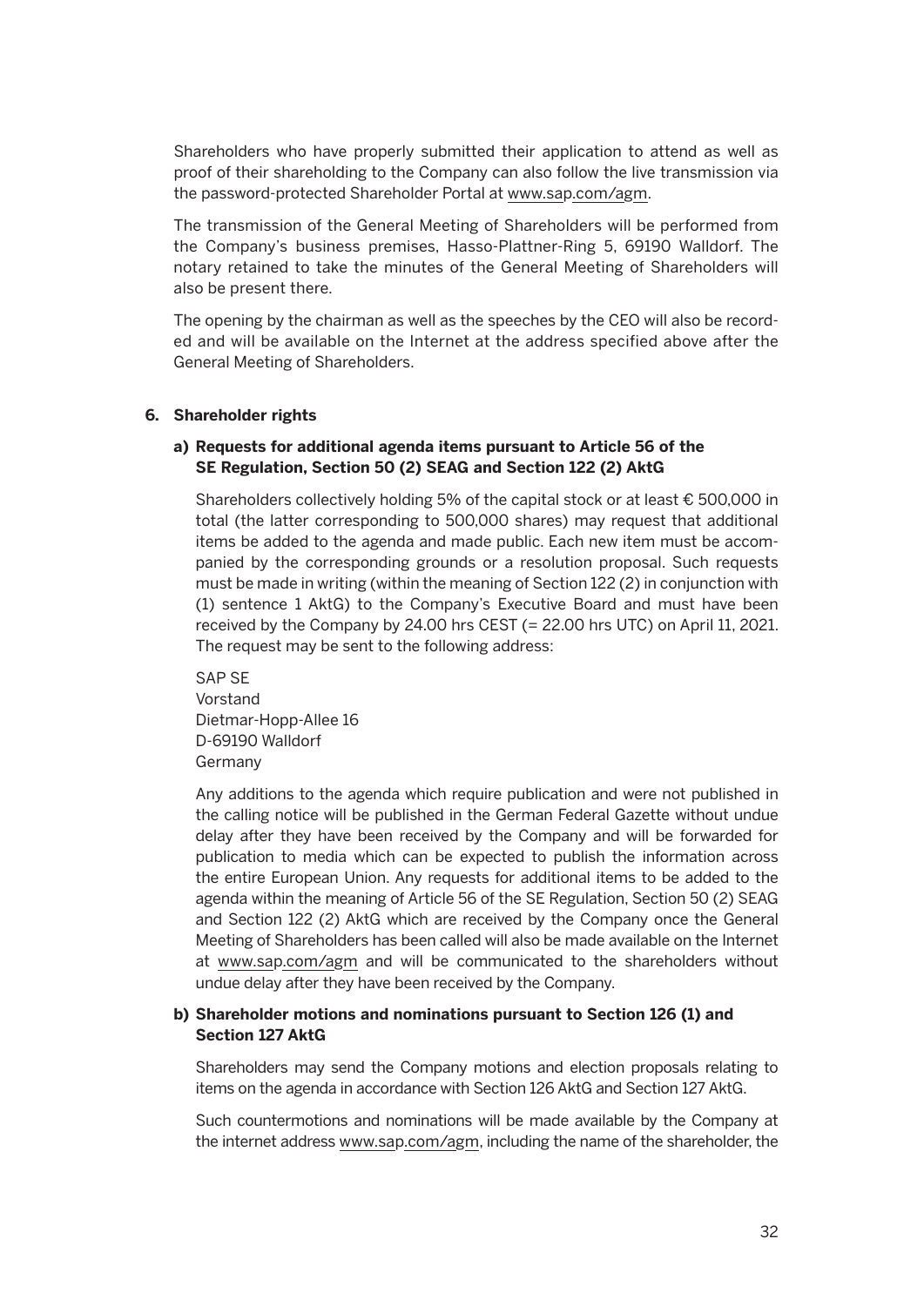Shareholders who have properly submitted their application to attend as well as proof of their shareholding to the Company can also follow the live transmission via the password-protected Shareholder Portal at www.sap.com/agm.

The transmission of the General Meeting of Shareholders will be performed from the Company's business premises, Hasso-Plattner-Ring 5, 69190 Walldorf. The notary retained to take the minutes of the General Meeting of Shareholders will also be present there.

The opening by the chairman as well as the speeches by the CEO will also be recorded and will be available on the Internet at the address specified above after the General Meeting of Shareholders.

## 6. Shareholder rights

### a) Requests for additional agenda items pursuant to Article 56 of the SE Regulation, Section 50 (2) SEAG and Section 122 (2) AktG

Shareholders collectively holding 5% of the capital stock or at least € 500,000 in total (the latter corresponding to 500,000 shares) may request that additional items be added to the agenda and made public. Each new item must be accompanied by the corresponding grounds or a resolution proposal. Such requests must be made in writing (within the meaning of Section 122 (2) in conjunction with (1) sentence 1 AktG) to the Company's Executive Board and must have been received by the Company by 24.00 hrs CEST (= 22.00 hrs UTC) on April 11, 2021. The request may be sent to the following address:

SAP SE
Vorstand
Dietmar-Hopp-Allee 16
D-69190 Walldorf
Germany

Any additions to the agenda which require publication and were not published in the calling notice will be published in the German Federal Gazette without undue delay after they have been received by the Company and will be forwarded for publication to media which can be expected to publish the information across the entire European Union. Any requests for additional items to be added to the agenda within the meaning of Article 56 of the SE Regulation, Section 50 (2) SEAG and Section 122 (2) AktG which are received by the Company once the General Meeting of Shareholders has been called will also be made available on the Internet at www.sap.com/agm and will be communicated to the shareholders without undue delay after they have been received by the Company.

### b) Shareholder motions and nominations pursuant to Section 126 (1) and Section 127 AktG

Shareholders may send the Company motions and election proposals relating to items on the agenda in accordance with Section 126 AktG and Section 127 AktG.

Such countermotions and nominations will be made available by the Company at the internet address www.sap.com/agm, including the name of the shareholder, the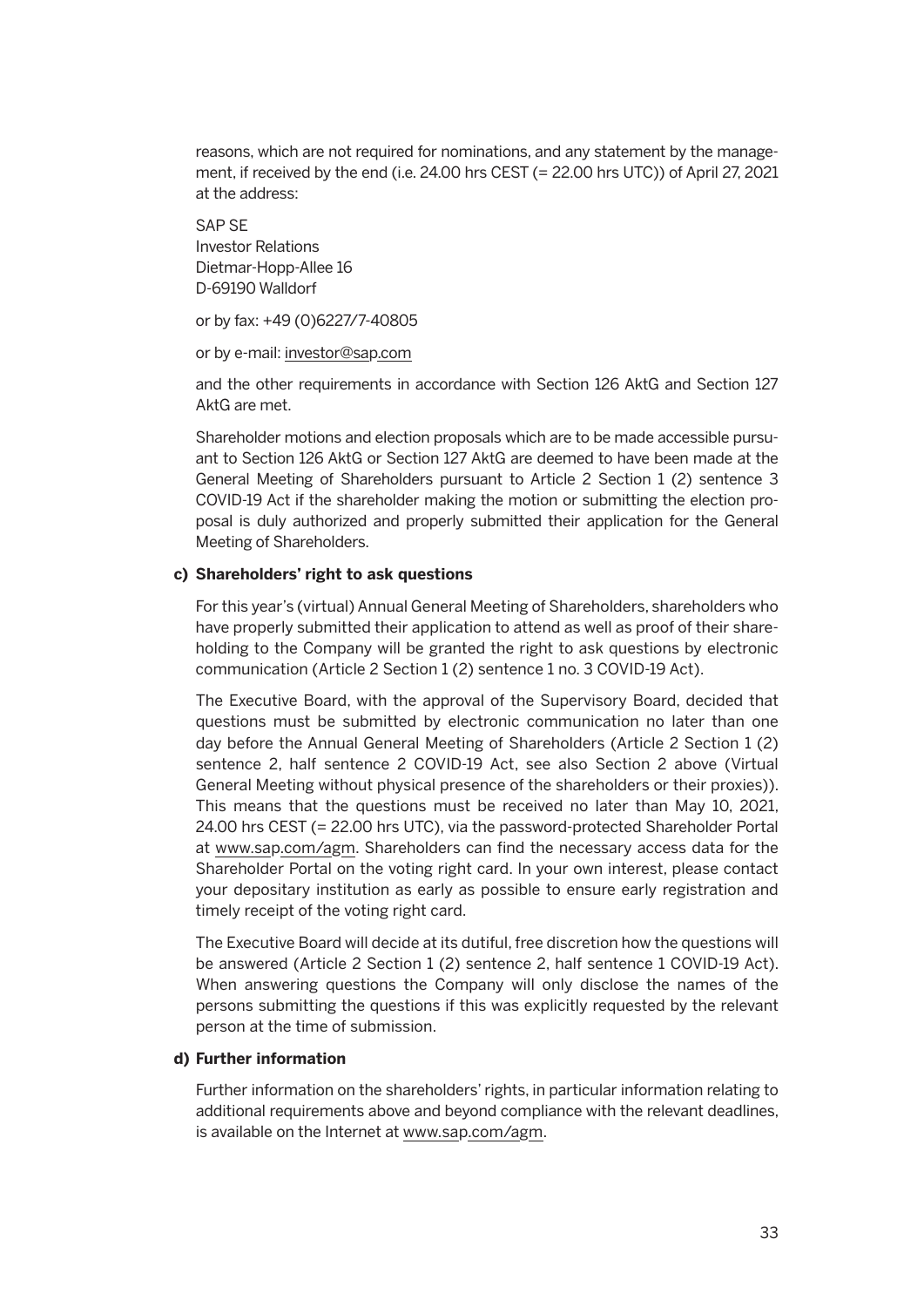reasons, which are not required for nominations, and any statement by the management, if received by the end (i.e. 24.00 hrs CEST (= 22.00 hrs UTC)) of April 27, 2021 at the address:

SAP SE
Investor Relations
Dietmar-Hopp-Allee 16
D-69190 Walldorf

or by fax: +49 (0)6227/7-40805

or by e-mail: investor@sap.com

and the other requirements in accordance with Section 126 AktG and Section 127 AktG are met.

Shareholder motions and election proposals which are to be made accessible pursuant to Section 126 AktG or Section 127 AktG are deemed to have been made at the General Meeting of Shareholders pursuant to Article 2 Section 1 (2) sentence 3 COVID-19 Act if the shareholder making the motion or submitting the election proposal is duly authorized and properly submitted their application for the General Meeting of Shareholders.

**c) Shareholders' right to ask questions**

For this year's (virtual) Annual General Meeting of Shareholders, shareholders who have properly submitted their application to attend as well as proof of their shareholding to the Company will be granted the right to ask questions by electronic communication (Article 2 Section 1 (2) sentence 1 no. 3 COVID-19 Act).

The Executive Board, with the approval of the Supervisory Board, decided that questions must be submitted by electronic communication no later than one day before the Annual General Meeting of Shareholders (Article 2 Section 1 (2) sentence 2, half sentence 2 COVID-19 Act, see also Section 2 above (Virtual General Meeting without physical presence of the shareholders or their proxies)). This means that the questions must be received no later than May 10, 2021, 24.00 hrs CEST (= 22.00 hrs UTC), via the password-protected Shareholder Portal at www.sap.com/agm. Shareholders can find the necessary access data for the Shareholder Portal on the voting right card. In your own interest, please contact your depositary institution as early as possible to ensure early registration and timely receipt of the voting right card.

The Executive Board will decide at its dutiful, free discretion how the questions will be answered (Article 2 Section 1 (2) sentence 2, half sentence 1 COVID-19 Act). When answering questions the Company will only disclose the names of the persons submitting the questions if this was explicitly requested by the relevant person at the time of submission.

**d) Further information**

Further information on the shareholders' rights, in particular information relating to additional requirements above and beyond compliance with the relevant deadlines, is available on the Internet at www.sap.com/agm.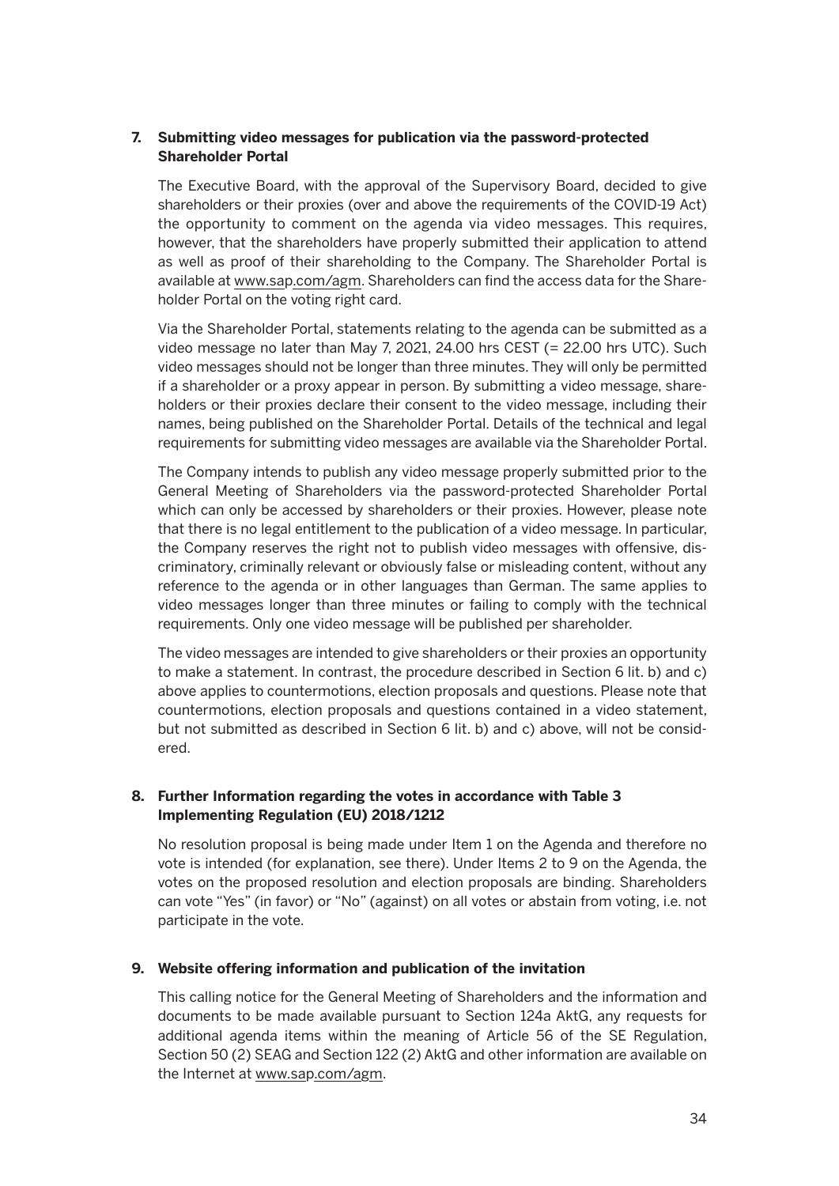**7. Submitting video messages for publication via the password-protected Shareholder Portal**

The Executive Board, with the approval of the Supervisory Board, decided to give shareholders or their proxies (over and above the requirements of the COVID-19 Act) the opportunity to comment on the agenda via video messages. This requires, however, that the shareholders have properly submitted their application to attend as well as proof of their shareholding to the Company. The Shareholder Portal is available at www.sap.com/agm. Shareholders can find the access data for the Shareholder Portal on the voting right card.

Via the Shareholder Portal, statements relating to the agenda can be submitted as a video message no later than May 7, 2021, 24.00 hrs CEST (= 22.00 hrs UTC). Such video messages should not be longer than three minutes. They will only be permitted if a shareholder or a proxy appear in person. By submitting a video message, shareholders or their proxies declare their consent to the video message, including their names, being published on the Shareholder Portal. Details of the technical and legal requirements for submitting video messages are available via the Shareholder Portal.

The Company intends to publish any video message properly submitted prior to the General Meeting of Shareholders via the password-protected Shareholder Portal which can only be accessed by shareholders or their proxies. However, please note that there is no legal entitlement to the publication of a video message. In particular, the Company reserves the right not to publish video messages with offensive, discriminatory, criminally relevant or obviously false or misleading content, without any reference to the agenda or in other languages than German. The same applies to video messages longer than three minutes or failing to comply with the technical requirements. Only one video message will be published per shareholder.

The video messages are intended to give shareholders or their proxies an opportunity to make a statement. In contrast, the procedure described in Section 6 lit. b) and c) above applies to countermotions, election proposals and questions. Please note that countermotions, election proposals and questions contained in a video statement, but not submitted as described in Section 6 lit. b) and c) above, will not be considered.

**8. Further Information regarding the votes in accordance with Table 3 Implementing Regulation (EU) 2018/1212**

No resolution proposal is being made under Item 1 on the Agenda and therefore no vote is intended (for explanation, see there). Under Items 2 to 9 on the Agenda, the votes on the proposed resolution and election proposals are binding. Shareholders can vote "Yes" (in favor) or "No" (against) on all votes or abstain from voting, i.e. not participate in the vote.

**9. Website offering information and publication of the invitation**

This calling notice for the General Meeting of Shareholders and the information and documents to be made available pursuant to Section 124a AktG, any requests for additional agenda items within the meaning of Article 56 of the SE Regulation, Section 50 (2) SEAG and Section 122 (2) AktG and other information are available on the Internet at www.sap.com/agm.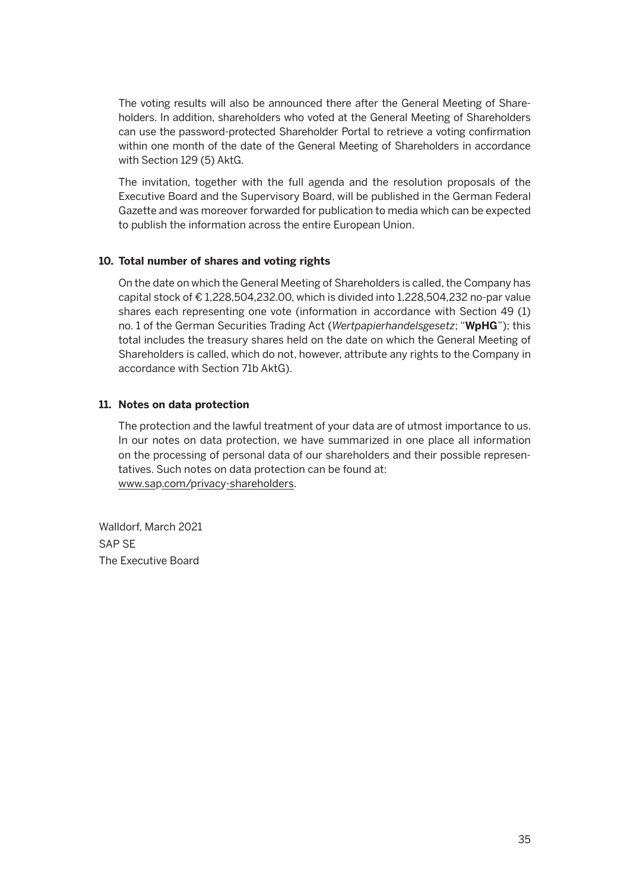The voting results will also be announced there after the General Meeting of Shareholders. In addition, shareholders who voted at the General Meeting of Shareholders can use the password-protected Shareholder Portal to retrieve a voting confirmation within one month of the date of the General Meeting of Shareholders in accordance with Section 129 (5) AktG.

The invitation, together with the full agenda and the resolution proposals of the Executive Board and the Supervisory Board, will be published in the German Federal Gazette and was moreover forwarded for publication to media which can be expected to publish the information across the entire European Union.

**10. Total number of shares and voting rights**

On the date on which the General Meeting of Shareholders is called, the Company has capital stock of € 1,228,504,232.00, which is divided into 1,228,504,232 no-par value shares each representing one vote (information in accordance with Section 49 (1) no. 1 of the German Securities Trading Act (*Wertpapierhandelsgesetz*; "**WpHG**"); this total includes the treasury shares held on the date on which the General Meeting of Shareholders is called, which do not, however, attribute any rights to the Company in accordance with Section 71b AktG).

**11. Notes on data protection**

The protection and the lawful treatment of your data are of utmost importance to us. In our notes on data protection, we have summarized in one place all information on the processing of personal data of our shareholders and their possible representatives. Such notes on data protection can be found at:
www.sap.com/privacy-shareholders.

Walldorf, March 2021
SAP SE
The Executive Board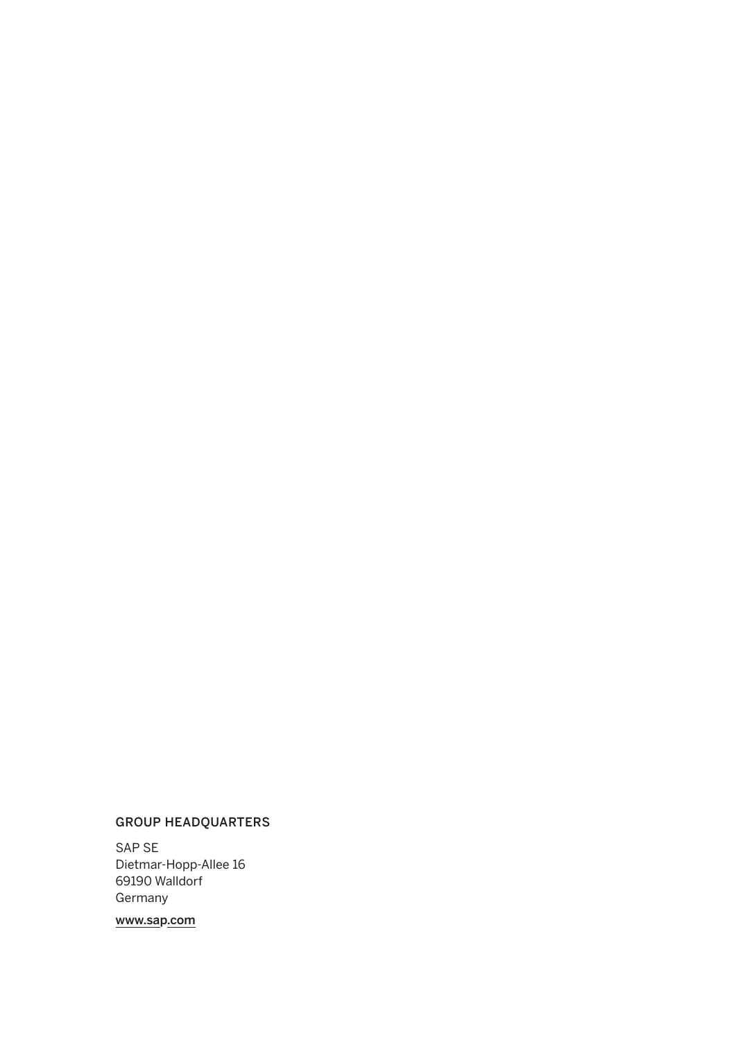## GROUP HEADQUARTERS

SAP SE
Dietmar-Hopp-Allee 16
69190 Walldorf
Germany

www.sap.com